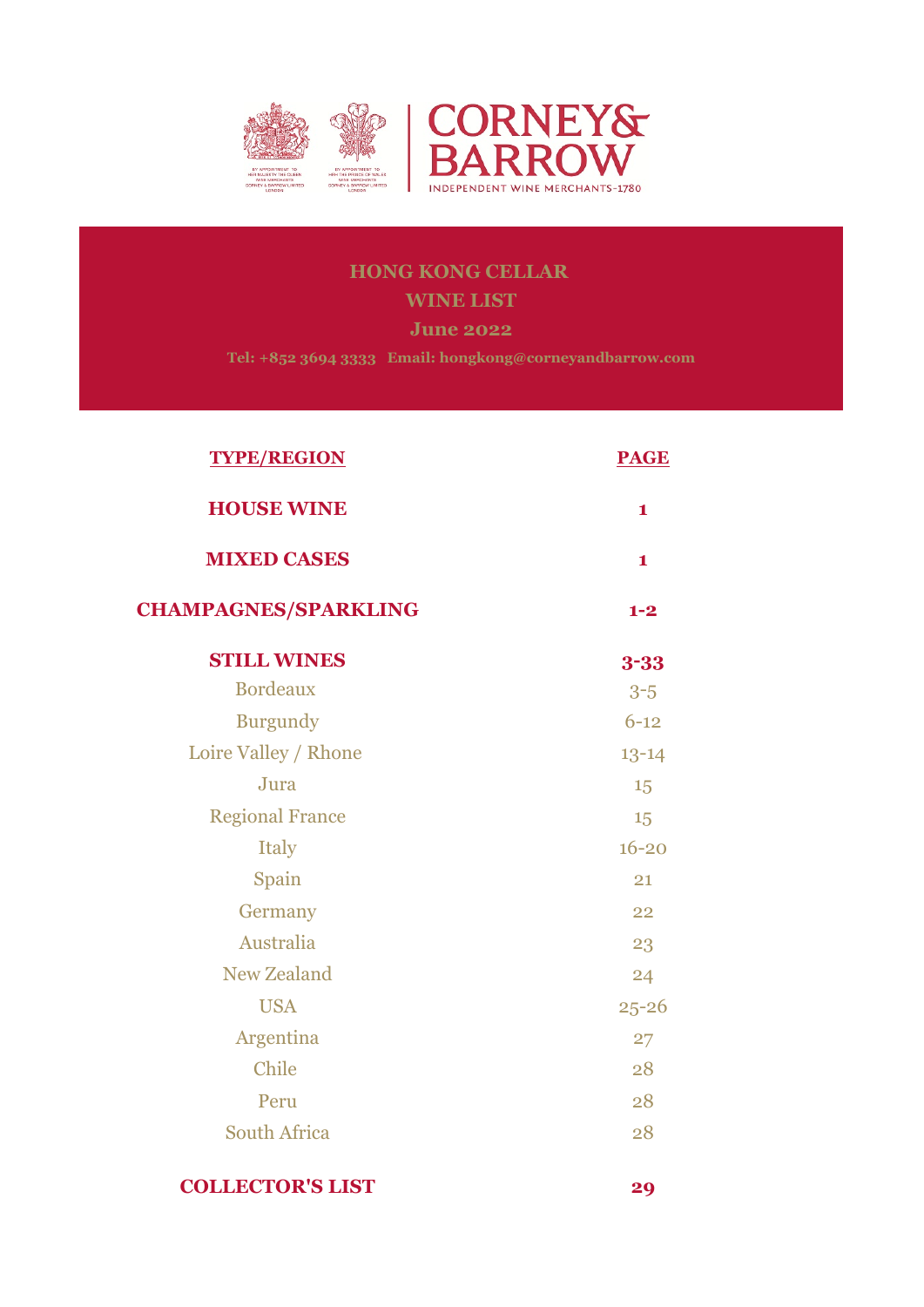CORNEY& BARROW

INDEPENDENT WINE MERCHANTS-1780

BY APPOINTMENT TO HER MAJESTY THE QUEEN WINE MERCHANTS CORNEY & BARROW LIMITED LONDON

BY APPOINTMENT TO HRH THE PRINCE OF WALES WINE MERCHANTS CORNEY & BARROW LIMITED LONDON

# HONG KONG CELLAR
## WINE LIST
### June 2022

**Tel: +852 3694 3333 Email: hongkong@corneyandbarrow.com**

| TYPE/REGION | PAGE |
|---|---|
| **HOUSE WINE** | **1** |
| **MIXED CASES** | **1** |
| **CHAMPAGNES/SPARKLING** | **1-2** |
| **STILL WINES** | **3-33** |
| Bordeaux | 3-5 |
| Burgundy | 6-12 |
| Loire Valley / Rhone | 13-14 |
| Jura | 15 |
| Regional France | 15 |
| Italy | 16-20 |
| Spain | 21 |
| Germany | 22 |
| Australia | 23 |
| New Zealand | 24 |
| USA | 25-26 |
| Argentina | 27 |
| Chile | 28 |
| Peru | 28 |
| South Africa | 28 |
| **COLLECTOR'S LIST** | **29** |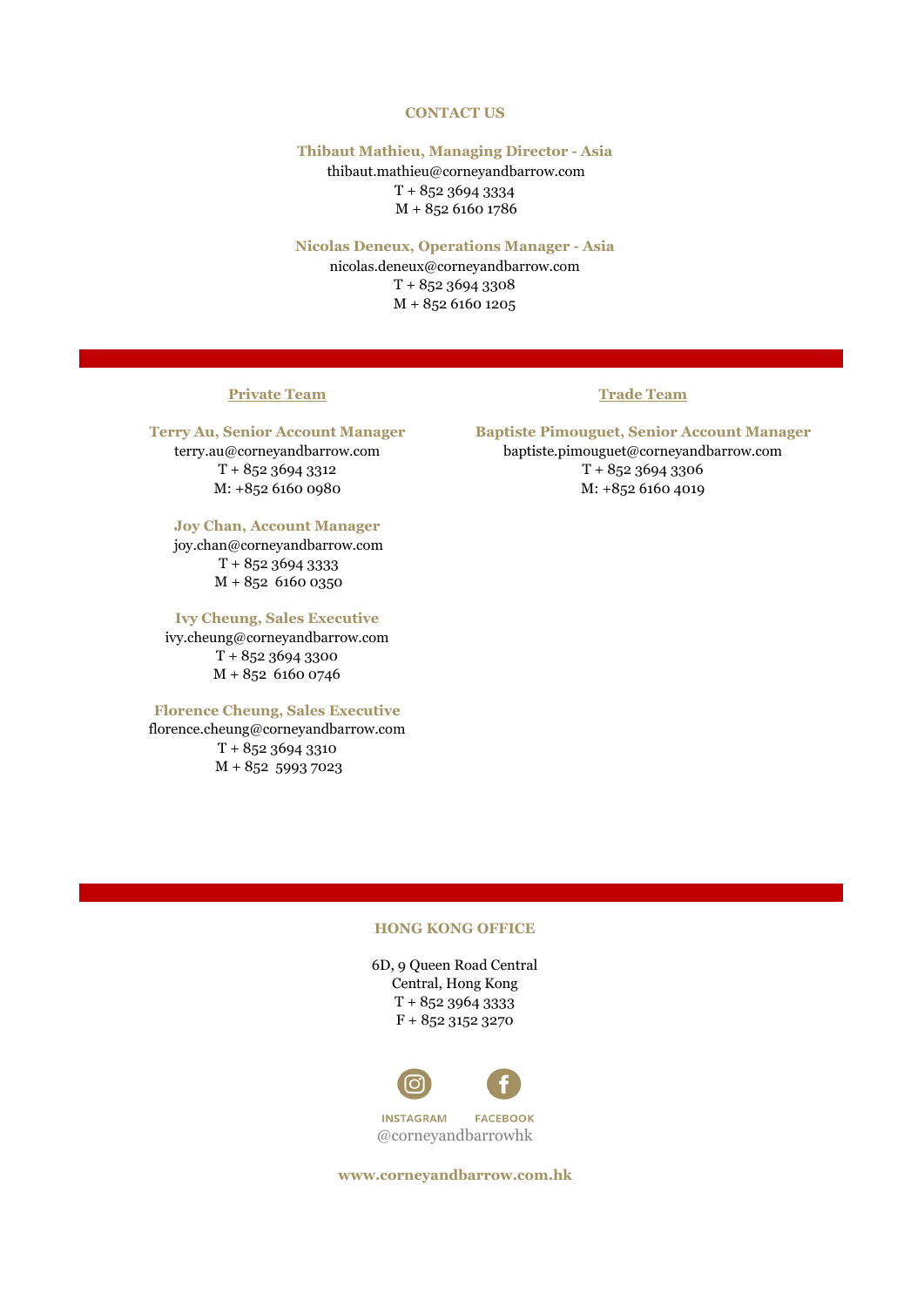## CONTACT US

**Thibaut Mathieu, Managing Director - Asia**
thibaut.mathieu@corneyandbarrow.com
T + 852 3694 3334
M + 852 6160 1786

**Nicolas Deneux, Operations Manager - Asia**
nicolas.deneux@corneyandbarrow.com
T + 852 3694 3308
M + 852 6160 1205

### Private Team

**Terry Au, Senior Account Manager**
terry.au@corneyandbarrow.com
T + 852 3694 3312
M: +852 6160 0980

**Joy Chan, Account Manager**
joy.chan@corneyandbarrow.com
T + 852 3694 3333
M + 852 6160 0350

**Ivy Cheung, Sales Executive**
ivy.cheung@corneyandbarrow.com
T + 852 3694 3300
M + 852 6160 0746

**Florence Cheung, Sales Executive**
florence.cheung@corneyandbarrow.com
T + 852 3694 3310
M + 852 5993 7023

### Trade Team

**Baptiste Pimouguet, Senior Account Manager**
baptiste.pimouguet@corneyandbarrow.com
T + 852 3694 3306
M: +852 6160 4019

## HONG KONG OFFICE

6D, 9 Queen Road Central
Central, Hong Kong
T + 852 3964 3333
F + 852 3152 3270

INSTAGRAM FACEBOOK
@corneyandbarrowhk

**www.corneyandbarrow.com.hk**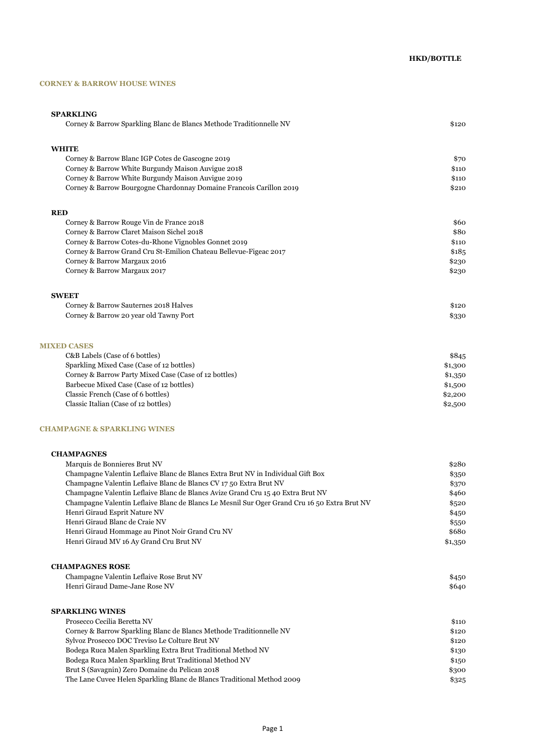**HKD/BOTTLE**

## CORNEY & BARROW HOUSE WINES

### SPARKLING

| | |
|---|---|
| Corney & Barrow Sparkling Blanc de Blancs Methode Traditionnelle NV | $120 |

### WHITE

| | |
|---|---|
| Corney & Barrow Blanc IGP Cotes de Gascogne 2019 | $70 |
| Corney & Barrow White Burgundy Maison Auvigue 2018 | $110 |
| Corney & Barrow White Burgundy Maison Auvigue 2019 | $110 |
| Corney & Barrow Bourgogne Chardonnay Domaine Francois Carillon 2019 | $210 |

### RED

| | |
|---|---|
| Corney & Barrow Rouge Vin de France 2018 | $60 |
| Corney & Barrow Claret Maison Sichel 2018 | $80 |
| Corney & Barrow Cotes-du-Rhone Vignobles Gonnet 2019 | $110 |
| Corney & Barrow Grand Cru St-Emilion Chateau Bellevue-Figeac 2017 | $185 |
| Corney & Barrow Margaux 2016 | $230 |
| Corney & Barrow Margaux 2017 | $230 |

### SWEET

| | |
|---|---|
| Corney & Barrow Sauternes 2018 Halves | $120 |
| Corney & Barrow 20 year old Tawny Port | $330 |

## MIXED CASES

| | |
|---|---|
| C&B Labels (Case of 6 bottles) | $845 |
| Sparkling Mixed Case (Case of 12 bottles) | $1,300 |
| Corney & Barrow Party Mixed Case (Case of 12 bottles) | $1,350 |
| Barbecue Mixed Case (Case of 12 bottles) | $1,500 |
| Classic French (Case of 6 bottles) | $2,200 |
| Classic Italian (Case of 12 bottles) | $2,500 |

## CHAMPAGNE & SPARKLING WINES

### CHAMPAGNES

| | |
|---|---|
| Marquis de Bonnieres Brut NV | $280 |
| Champagne Valentin Leflaive Blanc de Blancs Extra Brut NV in Individual Gift Box | $350 |
| Champagne Valentin Leflaive Blanc de Blancs CV 17 50 Extra Brut NV | $370 |
| Champagne Valentin Leflaive Blanc de Blancs Avize Grand Cru 15 40 Extra Brut NV | $460 |
| Champagne Valentin Leflaive Blanc de Blancs Le Mesnil Sur Oger Grand Cru 16 50 Extra Brut NV | $520 |
| Henri Giraud Esprit Nature NV | $450 |
| Henri Giraud Blanc de Craie NV | $550 |
| Henri Giraud Hommage au Pinot Noir Grand Cru NV | $680 |
| Henri Giraud MV 16 Ay Grand Cru Brut NV | $1,350 |

### CHAMPAGNES ROSE

| | |
|---|---|
| Champagne Valentin Leflaive Rose Brut NV | $450 |
| Henri Giraud Dame-Jane Rose NV | $640 |

### SPARKLING WINES

| | |
|---|---|
| Prosecco Cecilia Beretta NV | $110 |
| Corney & Barrow Sparkling Blanc de Blancs Methode Traditionnelle NV | $120 |
| Sylvoz Prosecco DOC Treviso Le Colture Brut NV | $120 |
| Bodega Ruca Malen Sparkling Extra Brut Traditional Method NV | $130 |
| Bodega Ruca Malen Sparkling Brut Traditional Method NV | $150 |
| Brut S (Savagnin) Zero Domaine du Pelican 2018 | $300 |
| The Lane Cuvee Helen Sparkling Blanc de Blancs Traditional Method 2009 | $325 |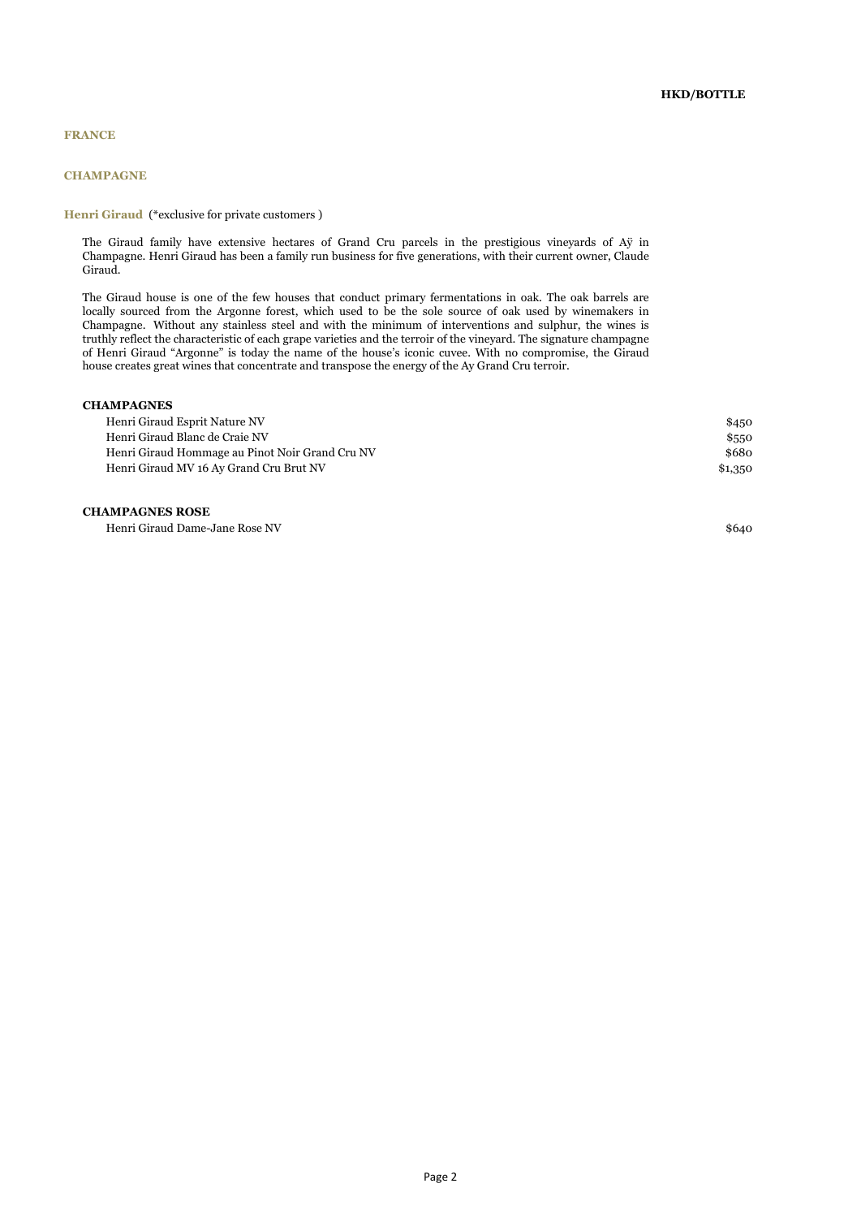**HKD/BOTTLE**

## FRANCE

### CHAMPAGNE

**Henri Giraud** (*exclusive for private customers )

The Giraud family have extensive hectares of Grand Cru parcels in the prestigious vineyards of Aÿ in Champagne. Henri Giraud has been a family run business for five generations, with their current owner, Claude Giraud.

The Giraud house is one of the few houses that conduct primary fermentations in oak. The oak barrels are locally sourced from the Argonne forest, which used to be the sole source of oak used by winemakers in Champagne. Without any stainless steel and with the minimum of interventions and sulphur, the wines is truthly reflect the characteristic of each grape varieties and the terroir of the vineyard. The signature champagne of Henri Giraud "Argonne" is today the name of the house's iconic cuvee. With no compromise, the Giraud house creates great wines that concentrate and transpose the energy of the Ay Grand Cru terroir.

**CHAMPAGNES**

| Wine | HKD/BOTTLE |
|---|---|
| Henri Giraud Esprit Nature NV | $450 |
| Henri Giraud Blanc de Craie NV | $550 |
| Henri Giraud Hommage au Pinot Noir Grand Cru NV | $680 |
| Henri Giraud MV 16 Ay Grand Cru Brut NV | $1,350 |

**CHAMPAGNES ROSE**

| Wine | HKD/BOTTLE |
|---|---|
| Henri Giraud Dame-Jane Rose NV | $640 |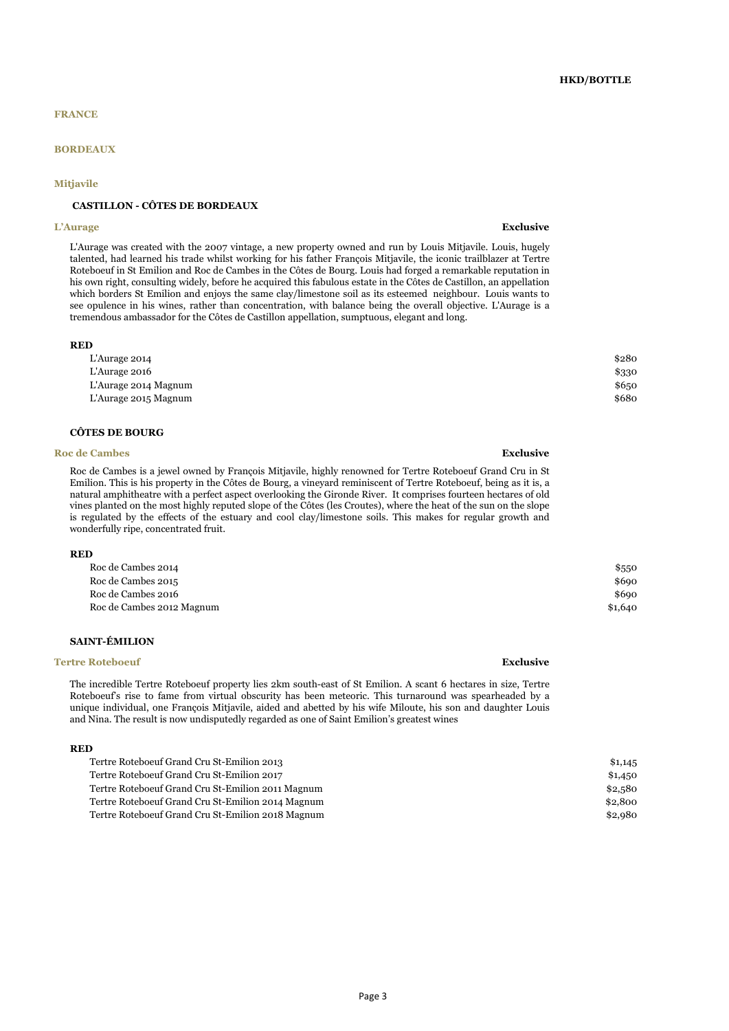**HKD/BOTTLE**

# FRANCE

## BORDEAUX

### Mitjavile

#### CASTILLON - CÔTES DE BORDEAUX

**L'Aurage** — **Exclusive**

L'Aurage was created with the 2007 vintage, a new property owned and run by Louis Mitjavile. Louis, hugely talented, had learned his trade whilst working for his father François Mitjavile, the iconic trailblazer at Tertre Roteboeuf in St Emilion and Roc de Cambes in the Côtes de Bourg. Louis had forged a remarkable reputation in his own right, consulting widely, before he acquired this fabulous estate in the Côtes de Castillon, an appellation which borders St Emilion and enjoys the same clay/limestone soil as its esteemed neighbour. Louis wants to see opulence in his wines, rather than concentration, with balance being the overall objective. L'Aurage is a tremendous ambassador for the Côtes de Castillon appellation, sumptuous, elegant and long.

**RED**

| Wine | HKD/BOTTLE |
|---|---|
| L'Aurage 2014 | $280 |
| L'Aurage 2016 | $330 |
| L'Aurage 2014 Magnum | $650 |
| L'Aurage 2015 Magnum | $680 |

#### CÔTES DE BOURG

**Roc de Cambes** — **Exclusive**

Roc de Cambes is a jewel owned by François Mitjavile, highly renowned for Tertre Roteboeuf Grand Cru in St Emilion. This is his property in the Côtes de Bourg, a vineyard reminiscent of Tertre Roteboeuf, being as it is, a natural amphitheatre with a perfect aspect overlooking the Gironde River. It comprises fourteen hectares of old vines planted on the most highly reputed slope of the Côtes (les Croutes), where the heat of the sun on the slope is regulated by the effects of the estuary and cool clay/limestone soils. This makes for regular growth and wonderfully ripe, concentrated fruit.

**RED**

| Wine | HKD/BOTTLE |
|---|---|
| Roc de Cambes 2014 | $550 |
| Roc de Cambes 2015 | $690 |
| Roc de Cambes 2016 | $690 |
| Roc de Cambes 2012 Magnum | $1,640 |

#### SAINT-ÉMILION

**Tertre Roteboeuf** — **Exclusive**

The incredible Tertre Roteboeuf property lies 2km south-east of St Emilion. A scant 6 hectares in size, Tertre Roteboeuf's rise to fame from virtual obscurity has been meteoric. This turnaround was spearheaded by a unique individual, one François Mitjavile, aided and abetted by his wife Miloute, his son and daughter Louis and Nina. The result is now undisputedly regarded as one of Saint Emilion's greatest wines

**RED**

| Wine | HKD/BOTTLE |
|---|---|
| Tertre Roteboeuf Grand Cru St-Emilion 2013 | $1,145 |
| Tertre Roteboeuf Grand Cru St-Emilion 2017 | $1,450 |
| Tertre Roteboeuf Grand Cru St-Emilion 2011 Magnum | $2,580 |
| Tertre Roteboeuf Grand Cru St-Emilion 2014 Magnum | $2,800 |
| Tertre Roteboeuf Grand Cru St-Emilion 2018 Magnum | $2,980 |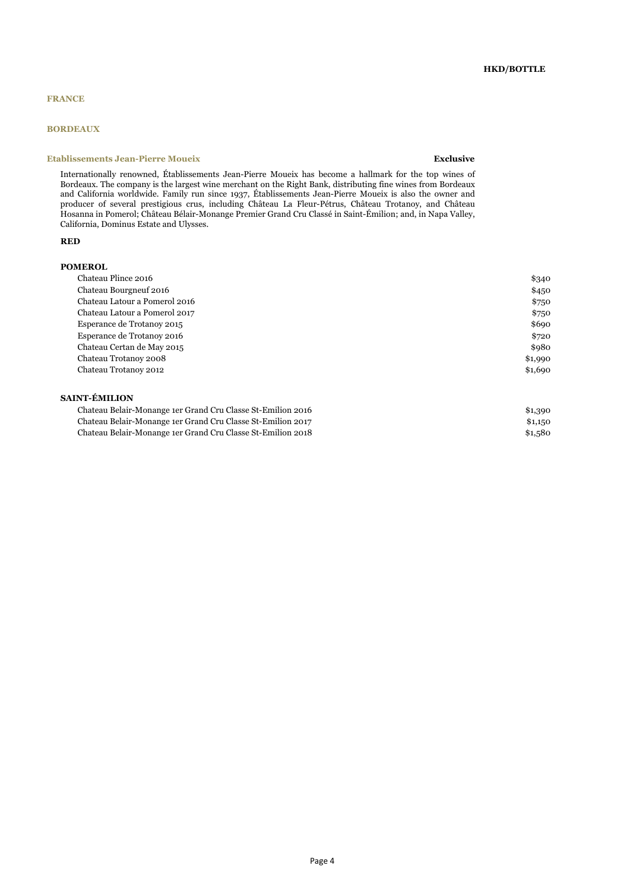**HKD/BOTTLE**

## FRANCE

## BORDEAUX

### Etablissements Jean-Pierre Moueix

**Exclusive**

Internationally renowned, Établissements Jean-Pierre Moueix has become a hallmark for the top wines of Bordeaux. The company is the largest wine merchant on the Right Bank, distributing fine wines from Bordeaux and California worldwide. Family run since 1937, Établissements Jean-Pierre Moueix is also the owner and producer of several prestigious crus, including Château La Fleur-Pétrus, Château Trotanoy, and Château Hosanna in Pomerol; Château Bélair-Monange Premier Grand Cru Classé in Saint-Émilion; and, in Napa Valley, California, Dominus Estate and Ulysses.

**RED**

**POMEROL**

| Wine | HKD/BOTTLE |
|---|---|
| Chateau Plince 2016 | $340 |
| Chateau Bourgneuf 2016 | $450 |
| Chateau Latour a Pomerol 2016 | $750 |
| Chateau Latour a Pomerol 2017 | $750 |
| Esperance de Trotanoy 2015 | $690 |
| Esperance de Trotanoy 2016 | $720 |
| Chateau Certan de May 2015 | $980 |
| Chateau Trotanoy 2008 | $1,990 |
| Chateau Trotanoy 2012 | $1,690 |

**SAINT-ÉMILION**

| Wine | HKD/BOTTLE |
|---|---|
| Chateau Belair-Monange 1er Grand Cru Classe St-Emilion 2016 | $1,390 |
| Chateau Belair-Monange 1er Grand Cru Classe St-Emilion 2017 | $1,150 |
| Chateau Belair-Monange 1er Grand Cru Classe St-Emilion 2018 | $1,580 |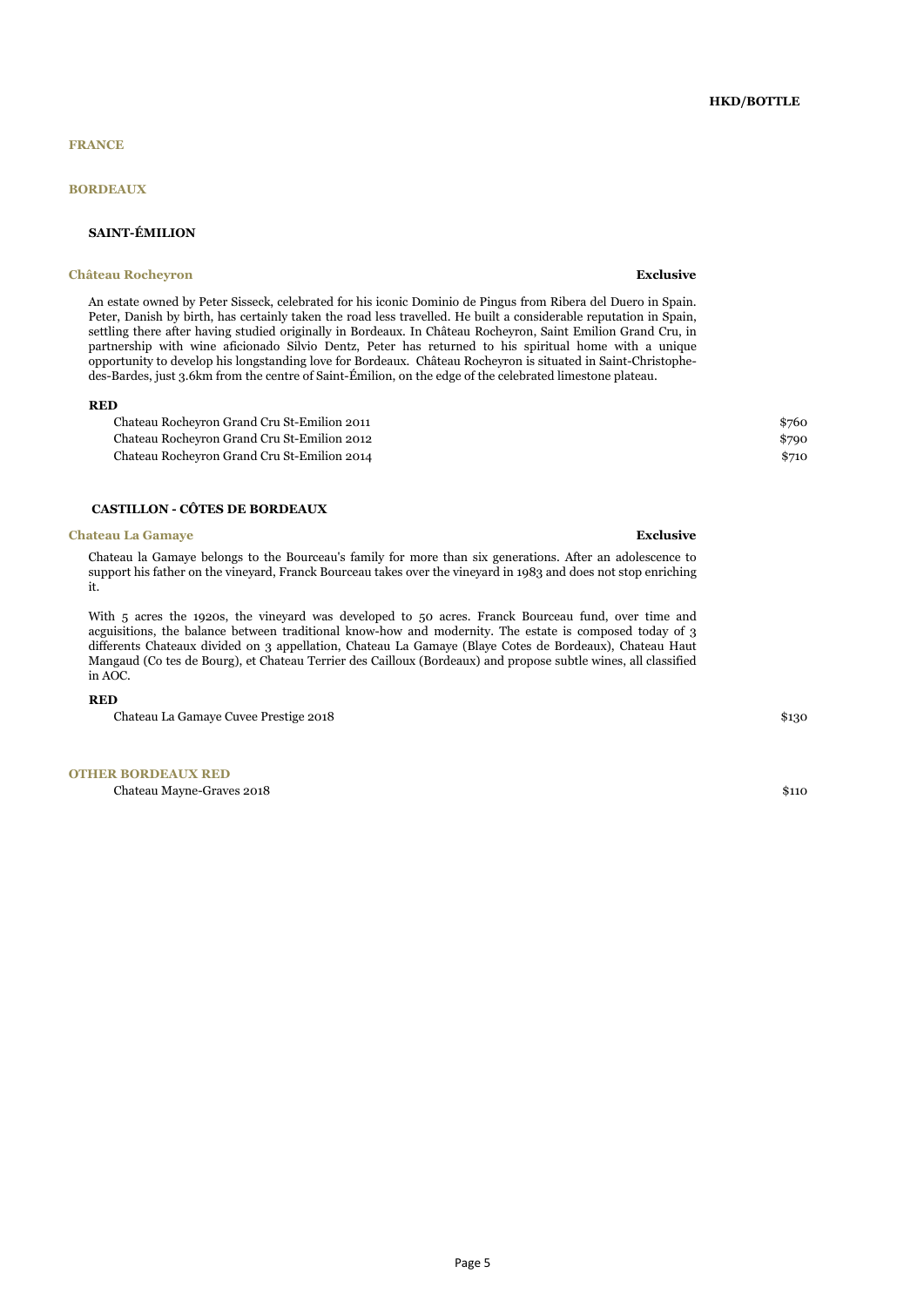**HKD/BOTTLE**

## FRANCE

## BORDEAUX

### SAINT-ÉMILION

**Château Rocheyron** **Exclusive**

An estate owned by Peter Sisseck, celebrated for his iconic Dominio de Pingus from Ribera del Duero in Spain. Peter, Danish by birth, has certainly taken the road less travelled. He built a considerable reputation in Spain, settling there after having studied originally in Bordeaux. In Château Rocheyron, Saint Emilion Grand Cru, in partnership with wine aficionado Silvio Dentz, Peter has returned to his spiritual home with a unique opportunity to develop his longstanding love for Bordeaux. Château Rocheyron is situated in Saint-Christophe-des-Bardes, just 3.6km from the centre of Saint-Émilion, on the edge of the celebrated limestone plateau.

**RED**

| Wine | HKD/Bottle |
|---|---|
| Chateau Rocheyron Grand Cru St-Emilion 2011 | $760 |
| Chateau Rocheyron Grand Cru St-Emilion 2012 | $790 |
| Chateau Rocheyron Grand Cru St-Emilion 2014 | $710 |

### CASTILLON - CÔTES DE BORDEAUX

**Chateau La Gamaye** **Exclusive**

Chateau la Gamaye belongs to the Bourceau's family for more than six generations. After an adolescence to support his father on the vineyard, Franck Bourceau takes over the vineyard in 1983 and does not stop enriching it.

With 5 acres the 1920s, the vineyard was developed to 50 acres. Franck Bourceau fund, over time and acguisitions, the balance between traditional know-how and modernity. The estate is composed today of 3 differents Chateaux divided on 3 appellation, Chateau La Gamaye (Blaye Cotes de Bordeaux), Chateau Haut Mangaud (Co tes de Bourg), et Chateau Terrier des Cailloux (Bordeaux) and propose subtle wines, all classified in AOC.

**RED**

| Wine | HKD/Bottle |
|---|---|
| Chateau La Gamaye Cuvee Prestige 2018 | $130 |

### OTHER BORDEAUX RED

| Wine | HKD/Bottle |
|---|---|
| Chateau Mayne-Graves 2018 | $110 |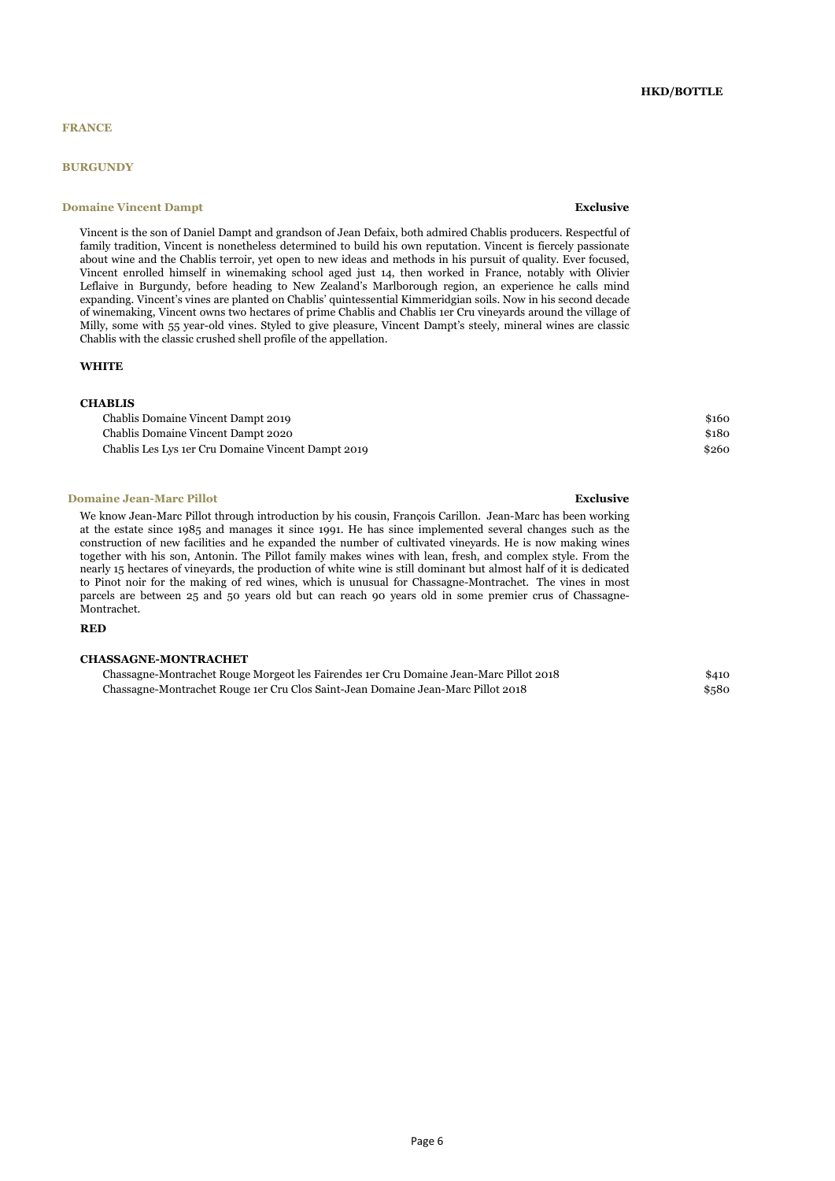**HKD/BOTTLE**

## FRANCE

## BURGUNDY

### Domaine Vincent Dampt — **Exclusive**

Vincent is the son of Daniel Dampt and grandson of Jean Defaix, both admired Chablis producers. Respectful of family tradition, Vincent is nonetheless determined to build his own reputation. Vincent is fiercely passionate about wine and the Chablis terroir, yet open to new ideas and methods in his pursuit of quality. Ever focused, Vincent enrolled himself in winemaking school aged just 14, then worked in France, notably with Olivier Leflaive in Burgundy, before heading to New Zealand's Marlborough region, an experience he calls mind expanding. Vincent's vines are planted on Chablis' quintessential Kimmeridgian soils. Now in his second decade of winemaking, Vincent owns two hectares of prime Chablis and Chablis 1er Cru vineyards around the village of Milly, some with 55 year-old vines. Styled to give pleasure, Vincent Dampt's steely, mineral wines are classic Chablis with the classic crushed shell profile of the appellation.

**WHITE**

**CHABLIS**

| Wine | HKD/BOTTLE |
|---|---|
| Chablis Domaine Vincent Dampt 2019 | $160 |
| Chablis Domaine Vincent Dampt 2020 | $180 |
| Chablis Les Lys 1er Cru Domaine Vincent Dampt 2019 | $260 |

### Domaine Jean-Marc Pillot — **Exclusive**

We know Jean-Marc Pillot through introduction by his cousin, François Carillon. Jean-Marc has been working at the estate since 1985 and manages it since 1991. He has since implemented several changes such as the construction of new facilities and he expanded the number of cultivated vineyards. He is now making wines together with his son, Antonin. The Pillot family makes wines with lean, fresh, and complex style. From the nearly 15 hectares of vineyards, the production of white wine is still dominant but almost half of it is dedicated to Pinot noir for the making of red wines, which is unusual for Chassagne-Montrachet. The vines in most parcels are between 25 and 50 years old but can reach 90 years old in some premier crus of Chassagne-Montrachet.

**RED**

**CHASSAGNE-MONTRACHET**

| Wine | HKD/BOTTLE |
|---|---|
| Chassagne-Montrachet Rouge Morgeot les Fairendes 1er Cru Domaine Jean-Marc Pillot 2018 | $410 |
| Chassagne-Montrachet Rouge 1er Cru Clos Saint-Jean Domaine Jean-Marc Pillot 2018 | $580 |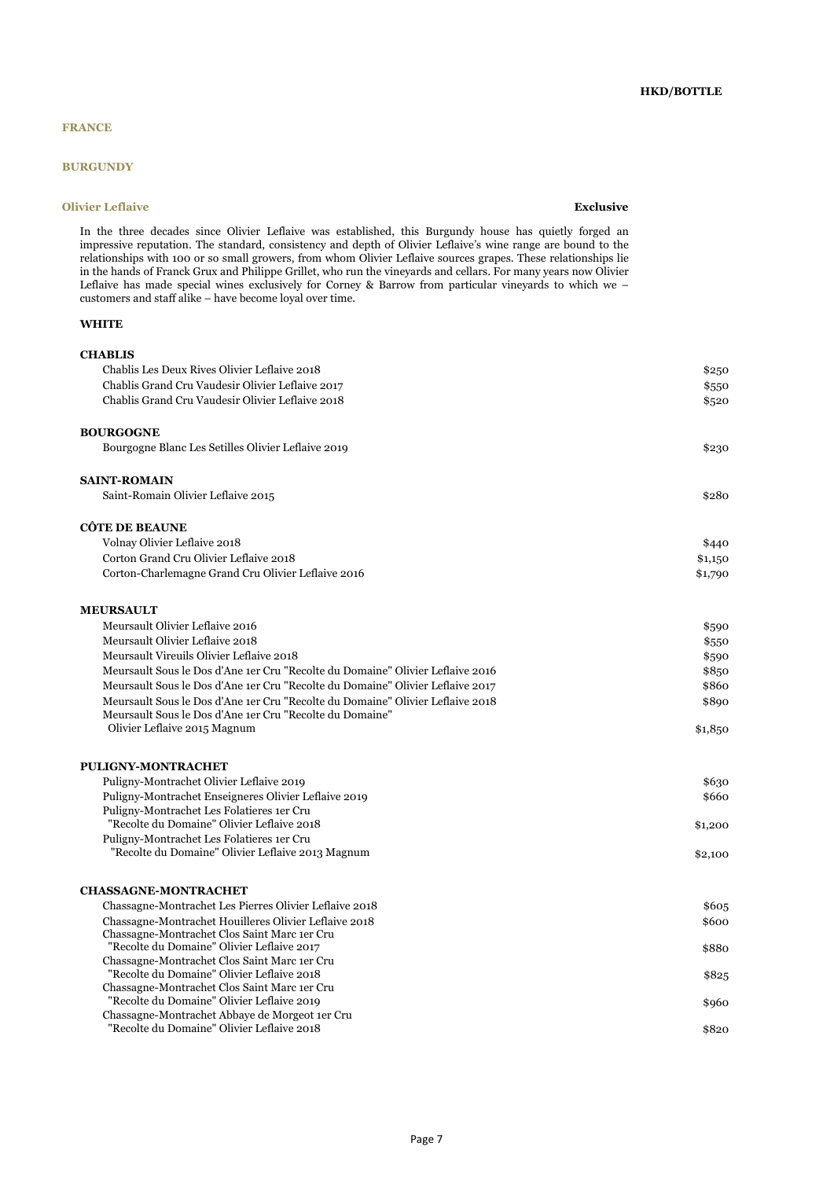**HKD/BOTTLE**

## FRANCE

## BURGUNDY

### Olivier Leflaive

**Exclusive**

In the three decades since Olivier Leflaive was established, this Burgundy house has quietly forged an impressive reputation. The standard, consistency and depth of Olivier Leflaive's wine range are bound to the relationships with 100 or so small growers, from whom Olivier Leflaive sources grapes. These relationships lie in the hands of Franck Grux and Philippe Grillet, who run the vineyards and cellars. For many years now Olivier Leflaive has made special wines exclusively for Corney & Barrow from particular vineyards to which we – customers and staff alike – have become loyal over time.

#### WHITE

**CHABLIS**

| Wine | HKD/BOTTLE |
|---|---|
| Chablis Les Deux Rives Olivier Leflaive 2018 | $250 |
| Chablis Grand Cru Vaudesir Olivier Leflaive 2017 | $550 |
| Chablis Grand Cru Vaudesir Olivier Leflaive 2018 | $520 |

**BOURGOGNE**

| Wine | HKD/BOTTLE |
|---|---|
| Bourgogne Blanc Les Setilles Olivier Leflaive 2019 | $230 |

**SAINT-ROMAIN**

| Wine | HKD/BOTTLE |
|---|---|
| Saint-Romain Olivier Leflaive 2015 | $280 |

**CÔTE DE BEAUNE**

| Wine | HKD/BOTTLE |
|---|---|
| Volnay Olivier Leflaive 2018 | $440 |
| Corton Grand Cru Olivier Leflaive 2018 | $1,150 |
| Corton-Charlemagne Grand Cru Olivier Leflaive 2016 | $1,790 |

**MEURSAULT**

| Wine | HKD/BOTTLE |
|---|---|
| Meursault Olivier Leflaive 2016 | $590 |
| Meursault Olivier Leflaive 2018 | $550 |
| Meursault Vireuils Olivier Leflaive 2018 | $590 |
| Meursault Sous le Dos d'Ane 1er Cru "Recolte du Domaine" Olivier Leflaive 2016 | $850 |
| Meursault Sous le Dos d'Ane 1er Cru "Recolte du Domaine" Olivier Leflaive 2017 | $860 |
| Meursault Sous le Dos d'Ane 1er Cru "Recolte du Domaine" Olivier Leflaive 2018 | $890 |
| Meursault Sous le Dos d'Ane 1er Cru "Recolte du Domaine" Olivier Leflaive 2015 Magnum | $1,850 |

**PULIGNY-MONTRACHET**

| Wine | HKD/BOTTLE |
|---|---|
| Puligny-Montrachet Olivier Leflaive 2019 | $630 |
| Puligny-Montrachet Enseigneres Olivier Leflaive 2019 | $660 |
| Puligny-Montrachet Les Folatieres 1er Cru "Recolte du Domaine" Olivier Leflaive 2018 | $1,200 |
| Puligny-Montrachet Les Folatieres 1er Cru "Recolte du Domaine" Olivier Leflaive 2013 Magnum | $2,100 |

**CHASSAGNE-MONTRACHET**

| Wine | HKD/BOTTLE |
|---|---|
| Chassagne-Montrachet Les Pierres Olivier Leflaive 2018 | $605 |
| Chassagne-Montrachet Houilleres Olivier Leflaive 2018 | $600 |
| Chassagne-Montrachet Clos Saint Marc 1er Cru "Recolte du Domaine" Olivier Leflaive 2017 | $880 |
| Chassagne-Montrachet Clos Saint Marc 1er Cru "Recolte du Domaine" Olivier Leflaive 2018 | $825 |
| Chassagne-Montrachet Clos Saint Marc 1er Cru "Recolte du Domaine" Olivier Leflaive 2019 | $960 |
| Chassagne-Montrachet Abbaye de Morgeot 1er Cru "Recolte du Domaine" Olivier Leflaive 2018 | $820 |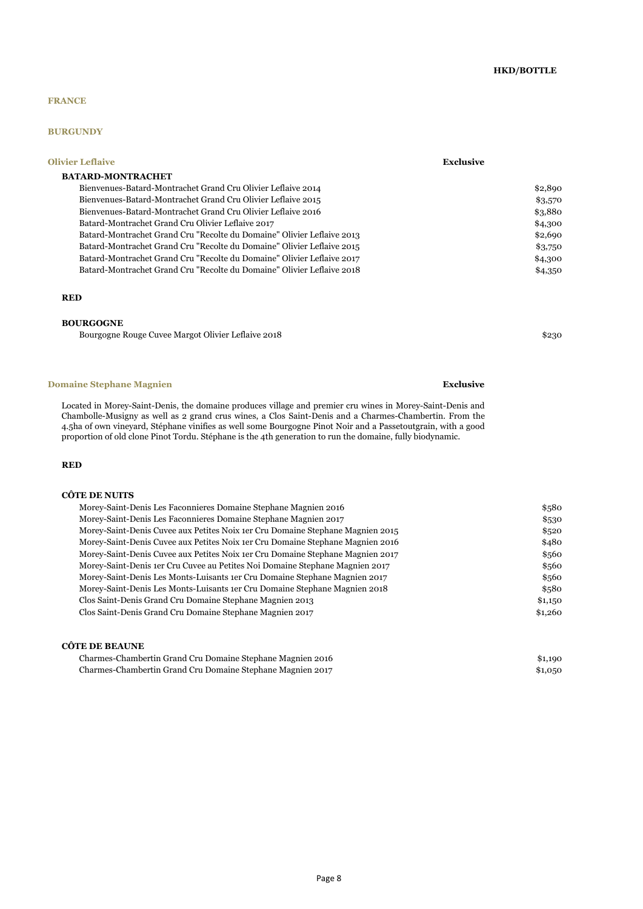**HKD/BOTTLE**

## FRANCE

## BURGUNDY

### Olivier Leflaive — Exclusive

**BATARD-MONTRACHET**

| Wine | Price |
|---|---|
| Bienvenues-Batard-Montrachet Grand Cru Olivier Leflaive 2014 | $2,890 |
| Bienvenues-Batard-Montrachet Grand Cru Olivier Leflaive 2015 | $3,570 |
| Bienvenues-Batard-Montrachet Grand Cru Olivier Leflaive 2016 | $3,880 |
| Batard-Montrachet Grand Cru Olivier Leflaive 2017 | $4,300 |
| Batard-Montrachet Grand Cru "Recolte du Domaine" Olivier Leflaive 2013 | $2,690 |
| Batard-Montrachet Grand Cru "Recolte du Domaine" Olivier Leflaive 2015 | $3,750 |
| Batard-Montrachet Grand Cru "Recolte du Domaine" Olivier Leflaive 2017 | $4,300 |
| Batard-Montrachet Grand Cru "Recolte du Domaine" Olivier Leflaive 2018 | $4,350 |

**RED**

**BOURGOGNE**

| Wine | Price |
|---|---|
| Bourgogne Rouge Cuvee Margot Olivier Leflaive 2018 | $230 |

### Domaine Stephane Magnien — Exclusive

Located in Morey-Saint-Denis, the domaine produces village and premier cru wines in Morey-Saint-Denis and Chambolle-Musigny as well as 2 grand crus wines, a Clos Saint-Denis and a Charmes-Chambertin. From the 4.5ha of own vineyard, Stéphane vinifies as well some Bourgogne Pinot Noir and a Passetoutgrain, with a good proportion of old clone Pinot Tordu. Stéphane is the 4th generation to run the domaine, fully biodynamic.

**RED**

**CÔTE DE NUITS**

| Wine | Price |
|---|---|
| Morey-Saint-Denis Les Faconnieres Domaine Stephane Magnien 2016 | $580 |
| Morey-Saint-Denis Les Faconnieres Domaine Stephane Magnien 2017 | $530 |
| Morey-Saint-Denis Cuvee aux Petites Noix 1er Cru Domaine Stephane Magnien 2015 | $520 |
| Morey-Saint-Denis Cuvee aux Petites Noix 1er Cru Domaine Stephane Magnien 2016 | $480 |
| Morey-Saint-Denis Cuvee aux Petites Noix 1er Cru Domaine Stephane Magnien 2017 | $560 |
| Morey-Saint-Denis 1er Cru Cuvee au Petites Noi Domaine Stephane Magnien 2017 | $560 |
| Morey-Saint-Denis Les Monts-Luisants 1er Cru Domaine Stephane Magnien 2017 | $560 |
| Morey-Saint-Denis Les Monts-Luisants 1er Cru Domaine Stephane Magnien 2018 | $580 |
| Clos Saint-Denis Grand Cru Domaine Stephane Magnien 2013 | $1,150 |
| Clos Saint-Denis Grand Cru Domaine Stephane Magnien 2017 | $1,260 |

**CÔTE DE BEAUNE**

| Wine | Price |
|---|---|
| Charmes-Chambertin Grand Cru Domaine Stephane Magnien 2016 | $1,190 |
| Charmes-Chambertin Grand Cru Domaine Stephane Magnien 2017 | $1,050 |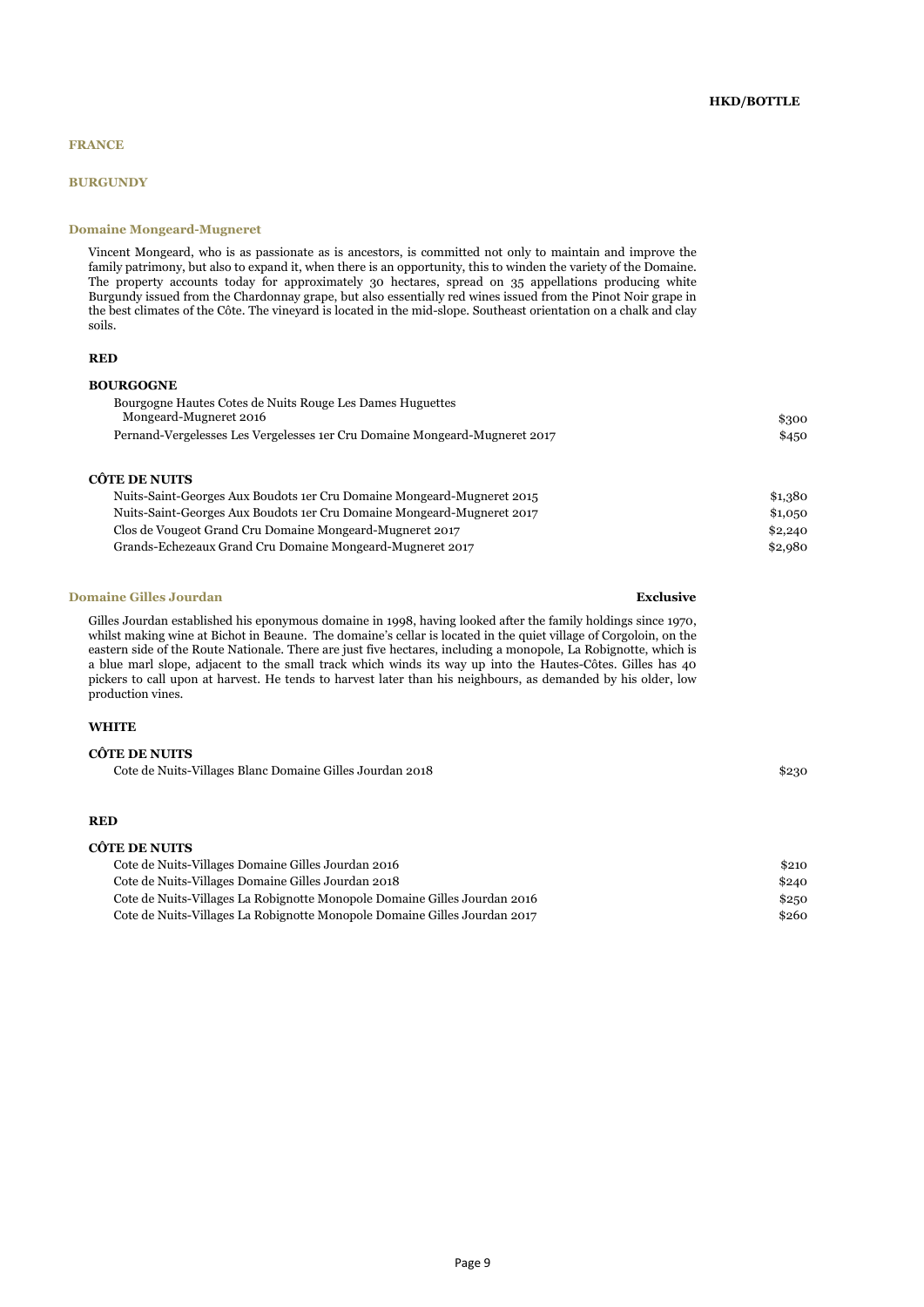**HKD/BOTTLE**

# FRANCE

## BURGUNDY

### Domaine Mongeard-Mugneret

Vincent Mongeard, who is as passionate as is ancestors, is committed not only to maintain and improve the family patrimony, but also to expand it, when there is an opportunity, this to winden the variety of the Domaine. The property accounts today for approximately 30 hectares, spread on 35 appellations producing white Burgundy issued from the Chardonnay grape, but also essentially red wines issued from the Pinot Noir grape in the best climates of the Côte. The vineyard is located in the mid-slope. Southeast orientation on a chalk and clay soils.

**RED**

**BOURGOGNE**

| Wine | HKD/Bottle |
|---|---|
| Bourgogne Hautes Cotes de Nuits Rouge Les Dames Huguettes Mongeard-Mugneret 2016 | $300 |
| Pernand-Vergelesses Les Vergelesses 1er Cru Domaine Mongeard-Mugneret 2017 | $450 |

**CÔTE DE NUITS**

| Wine | HKD/Bottle |
|---|---|
| Nuits-Saint-Georges Aux Boudots 1er Cru Domaine Mongeard-Mugneret 2015 | $1,380 |
| Nuits-Saint-Georges Aux Boudots 1er Cru Domaine Mongeard-Mugneret 2017 | $1,050 |
| Clos de Vougeot Grand Cru Domaine Mongeard-Mugneret 2017 | $2,240 |
| Grands-Echezeaux Grand Cru Domaine Mongeard-Mugneret 2017 | $2,980 |

### Domaine Gilles Jourdan — **Exclusive**

Gilles Jourdan established his eponymous domaine in 1998, having looked after the family holdings since 1970, whilst making wine at Bichot in Beaune. The domaine's cellar is located in the quiet village of Corgoloin, on the eastern side of the Route Nationale. There are just five hectares, including a monopole, La Robignotte, which is a blue marl slope, adjacent to the small track which winds its way up into the Hautes-Côtes. Gilles has 40 pickers to call upon at harvest. He tends to harvest later than his neighbours, as demanded by his older, low production vines.

**WHITE**

**CÔTE DE NUITS**

| Wine | HKD/Bottle |
|---|---|
| Cote de Nuits-Villages Blanc Domaine Gilles Jourdan 2018 | $230 |

**RED**

**CÔTE DE NUITS**

| Wine | HKD/Bottle |
|---|---|
| Cote de Nuits-Villages Domaine Gilles Jourdan 2016 | $210 |
| Cote de Nuits-Villages Domaine Gilles Jourdan 2018 | $240 |
| Cote de Nuits-Villages La Robignotte Monopole Domaine Gilles Jourdan 2016 | $250 |
| Cote de Nuits-Villages La Robignotte Monopole Domaine Gilles Jourdan 2017 | $260 |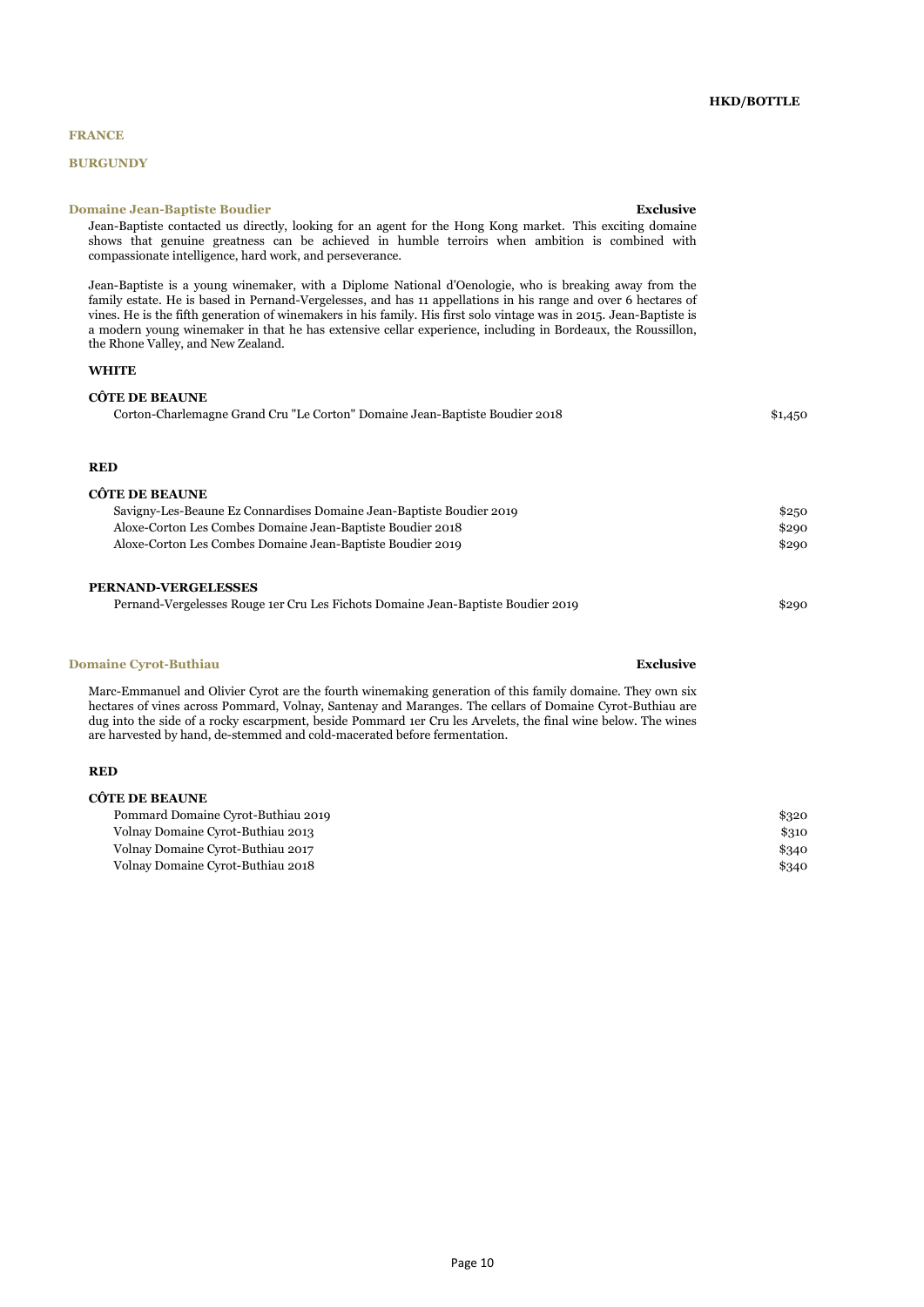**HKD/BOTTLE**

# FRANCE

## BURGUNDY

### Domaine Jean-Baptiste Boudier — **Exclusive**

Jean-Baptiste contacted us directly, looking for an agent for the Hong Kong market. This exciting domaine shows that genuine greatness can be achieved in humble terroirs when ambition is combined with compassionate intelligence, hard work, and perseverance.

Jean-Baptiste is a young winemaker, with a Diplome National d'Oenologie, who is breaking away from the family estate. He is based in Pernand-Vergelesses, and has 11 appellations in his range and over 6 hectares of vines. He is the fifth generation of winemakers in his family. His first solo vintage was in 2015. Jean-Baptiste is a modern young winemaker in that he has extensive cellar experience, including in Bordeaux, the Roussillon, the Rhone Valley, and New Zealand.

#### WHITE

**CÔTE DE BEAUNE**

| Wine | HKD/Bottle |
|---|---|
| Corton-Charlemagne Grand Cru "Le Corton" Domaine Jean-Baptiste Boudier 2018 | $1,450 |

#### RED

**CÔTE DE BEAUNE**

| Wine | HKD/Bottle |
|---|---|
| Savigny-Les-Beaune Ez Connardises Domaine Jean-Baptiste Boudier 2019 | $250 |
| Aloxe-Corton Les Combes Domaine Jean-Baptiste Boudier 2018 | $290 |
| Aloxe-Corton Les Combes Domaine Jean-Baptiste Boudier 2019 | $290 |

**PERNAND-VERGELESSES**

| Wine | HKD/Bottle |
|---|---|
| Pernand-Vergelesses Rouge 1er Cru Les Fichots Domaine Jean-Baptiste Boudier 2019 | $290 |

### Domaine Cyrot-Buthiau — **Exclusive**

Marc-Emmanuel and Olivier Cyrot are the fourth winemaking generation of this family domaine. They own six hectares of vines across Pommard, Volnay, Santenay and Maranges. The cellars of Domaine Cyrot-Buthiau are dug into the side of a rocky escarpment, beside Pommard 1er Cru les Arvelets, the final wine below. The wines are harvested by hand, de-stemmed and cold-macerated before fermentation.

#### RED

**CÔTE DE BEAUNE**

| Wine | HKD/Bottle |
|---|---|
| Pommard Domaine Cyrot-Buthiau 2019 | $320 |
| Volnay Domaine Cyrot-Buthiau 2013 | $310 |
| Volnay Domaine Cyrot-Buthiau 2017 | $340 |
| Volnay Domaine Cyrot-Buthiau 2018 | $340 |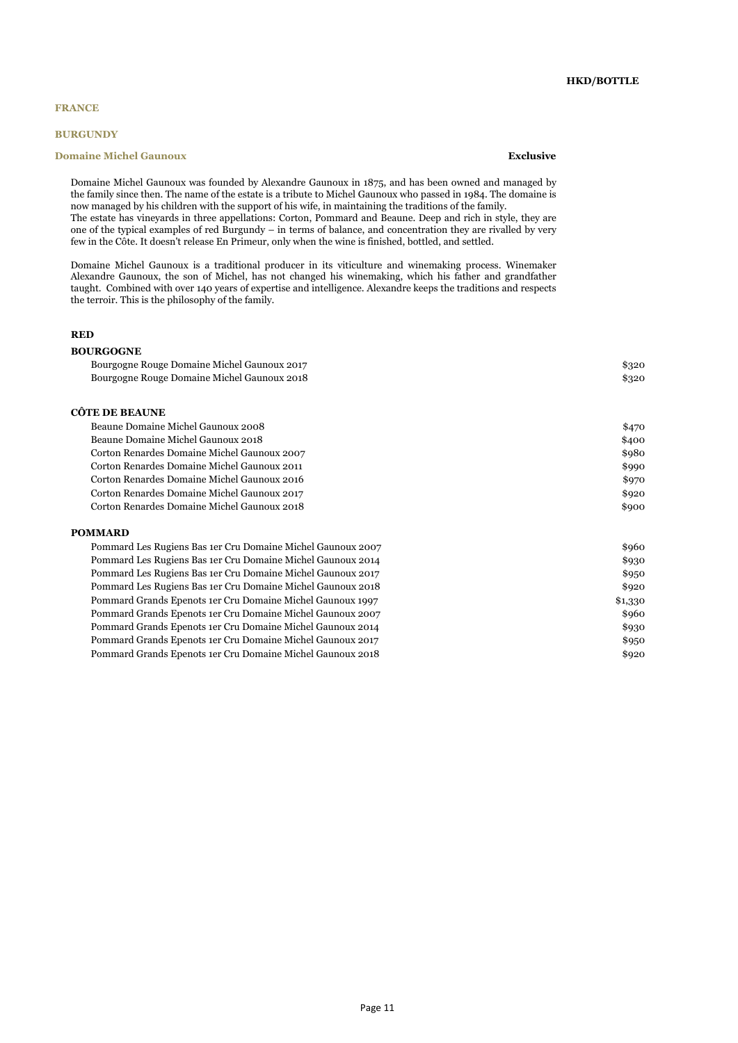**HKD/BOTTLE**

## FRANCE

## BURGUNDY

### Domaine Michel Gaunoux — **Exclusive**

Domaine Michel Gaunoux was founded by Alexandre Gaunoux in 1875, and has been owned and managed by the family since then. The name of the estate is a tribute to Michel Gaunoux who passed in 1984. The domaine is now managed by his children with the support of his wife, in maintaining the traditions of the family.
The estate has vineyards in three appellations: Corton, Pommard and Beaune. Deep and rich in style, they are one of the typical examples of red Burgundy – in terms of balance, and concentration they are rivalled by very few in the Côte. It doesn't release En Primeur, only when the wine is finished, bottled, and settled.

Domaine Michel Gaunoux is a traditional producer in its viticulture and winemaking process. Winemaker Alexandre Gaunoux, the son of Michel, has not changed his winemaking, which his father and grandfather taught. Combined with over 140 years of expertise and intelligence. Alexandre keeps the traditions and respects the terroir. This is the philosophy of the family.

**RED**

**BOURGOGNE**

| Wine | HKD/BOTTLE |
|---|---|
| Bourgogne Rouge Domaine Michel Gaunoux 2017 | $320 |
| Bourgogne Rouge Domaine Michel Gaunoux 2018 | $320 |

**CÔTE DE BEAUNE**

| Wine | HKD/BOTTLE |
|---|---|
| Beaune Domaine Michel Gaunoux 2008 | $470 |
| Beaune Domaine Michel Gaunoux 2018 | $400 |
| Corton Renardes Domaine Michel Gaunoux 2007 | $980 |
| Corton Renardes Domaine Michel Gaunoux 2011 | $990 |
| Corton Renardes Domaine Michel Gaunoux 2016 | $970 |
| Corton Renardes Domaine Michel Gaunoux 2017 | $920 |
| Corton Renardes Domaine Michel Gaunoux 2018 | $900 |

**POMMARD**

| Wine | HKD/BOTTLE |
|---|---|
| Pommard Les Rugiens Bas 1er Cru Domaine Michel Gaunoux 2007 | $960 |
| Pommard Les Rugiens Bas 1er Cru Domaine Michel Gaunoux 2014 | $930 |
| Pommard Les Rugiens Bas 1er Cru Domaine Michel Gaunoux 2017 | $950 |
| Pommard Les Rugiens Bas 1er Cru Domaine Michel Gaunoux 2018 | $920 |
| Pommard Grands Epenots 1er Cru Domaine Michel Gaunoux 1997 | $1,330 |
| Pommard Grands Epenots 1er Cru Domaine Michel Gaunoux 2007 | $960 |
| Pommard Grands Epenots 1er Cru Domaine Michel Gaunoux 2014 | $930 |
| Pommard Grands Epenots 1er Cru Domaine Michel Gaunoux 2017 | $950 |
| Pommard Grands Epenots 1er Cru Domaine Michel Gaunoux 2018 | $920 |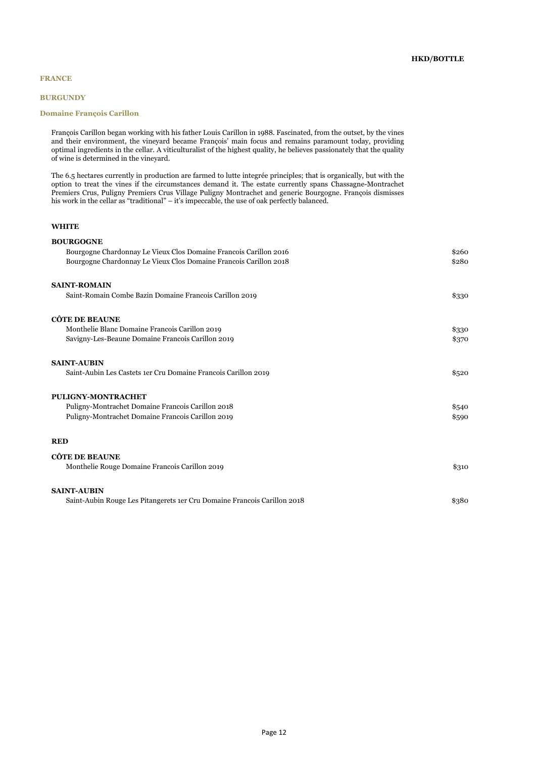**HKD/BOTTLE**

# FRANCE

## BURGUNDY

### Domaine François Carillon

François Carillon began working with his father Louis Carillon in 1988. Fascinated, from the outset, by the vines and their environment, the vineyard became François' main focus and remains paramount today, providing optimal ingredients in the cellar. A viticulturalist of the highest quality, he believes passionately that the quality of wine is determined in the vineyard.

The 6.5 hectares currently in production are farmed to lutte integrée principles; that is organically, but with the option to treat the vines if the circumstances demand it. The estate currently spans Chassagne-Montrachet Premiers Crus, Puligny Premiers Crus Village Puligny Montrachet and generic Bourgogne. François dismisses his work in the cellar as "traditional" – it's impeccable, the use of oak perfectly balanced.

#### WHITE

**BOURGOGNE**

| Wine | HKD/Bottle |
|---|---|
| Bourgogne Chardonnay Le Vieux Clos Domaine Francois Carillon 2016 | $260 |
| Bourgogne Chardonnay Le Vieux Clos Domaine Francois Carillon 2018 | $280 |

**SAINT-ROMAIN**

| Wine | HKD/Bottle |
|---|---|
| Saint-Romain Combe Bazin Domaine Francois Carillon 2019 | $330 |

**CÔTE DE BEAUNE**

| Wine | HKD/Bottle |
|---|---|
| Monthelie Blanc Domaine Francois Carillon 2019 | $330 |
| Savigny-Les-Beaune Domaine Francois Carillon 2019 | $370 |

**SAINT-AUBIN**

| Wine | HKD/Bottle |
|---|---|
| Saint-Aubin Les Castets 1er Cru Domaine Francois Carillon 2019 | $520 |

**PULIGNY-MONTRACHET**

| Wine | HKD/Bottle |
|---|---|
| Puligny-Montrachet Domaine Francois Carillon 2018 | $540 |
| Puligny-Montrachet Domaine Francois Carillon 2019 | $590 |

#### RED

**CÔTE DE BEAUNE**

| Wine | HKD/Bottle |
|---|---|
| Monthelie Rouge Domaine Francois Carillon 2019 | $310 |

**SAINT-AUBIN**

| Wine | HKD/Bottle |
|---|---|
| Saint-Aubin Rouge Les Pitangerets 1er Cru Domaine Francois Carillon 2018 | $380 |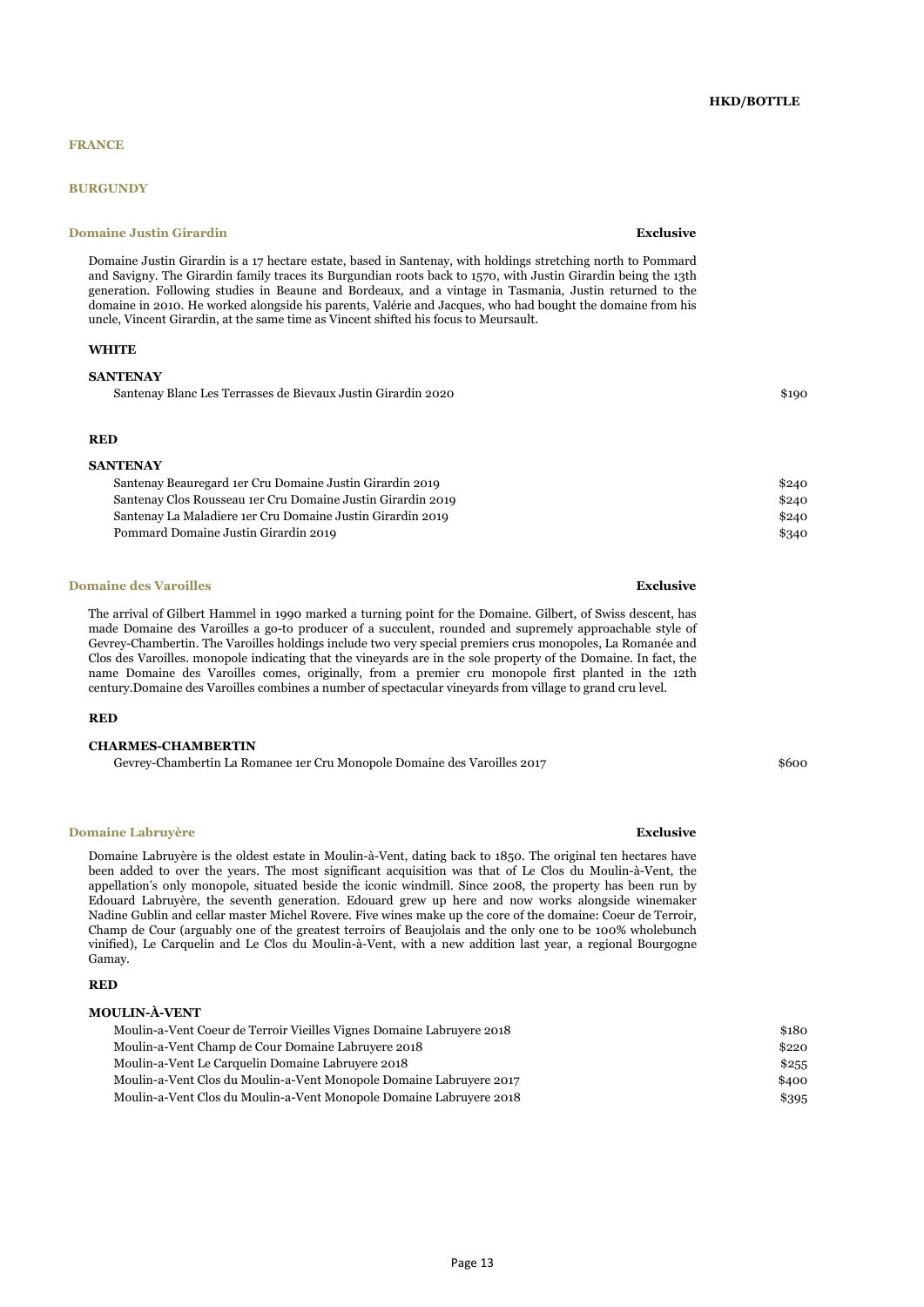HKD/BOTTLE

## FRANCE

## BURGUNDY

### Domaine Justin Girardin — Exclusive

Domaine Justin Girardin is a 17 hectare estate, based in Santenay, with holdings stretching north to Pommard and Savigny. The Girardin family traces its Burgundian roots back to 1570, with Justin Girardin being the 13th generation. Following studies in Beaune and Bordeaux, and a vintage in Tasmania, Justin returned to the domaine in 2010. He worked alongside his parents, Valérie and Jacques, who had bought the domaine from his uncle, Vincent Girardin, at the same time as Vincent shifted his focus to Meursault.

**WHITE**

**SANTENAY**

| Wine | HKD/BOTTLE |
|---|---|
| Santenay Blanc Les Terrasses de Bievaux Justin Girardin 2020 | $190 |

**RED**

**SANTENAY**

| Wine | HKD/BOTTLE |
|---|---|
| Santenay Beauregard 1er Cru Domaine Justin Girardin 2019 | $240 |
| Santenay Clos Rousseau 1er Cru Domaine Justin Girardin 2019 | $240 |
| Santenay La Maladiere 1er Cru Domaine Justin Girardin 2019 | $240 |
| Pommard Domaine Justin Girardin 2019 | $340 |

### Domaine des Varoilles — Exclusive

The arrival of Gilbert Hammel in 1990 marked a turning point for the Domaine. Gilbert, of Swiss descent, has made Domaine des Varoilles a go-to producer of a succulent, rounded and supremely approachable style of Gevrey-Chambertin. The Varoilles holdings include two very special premiers crus monopoles, La Romanée and Clos des Varoilles. monopole indicating that the vineyards are in the sole property of the Domaine. In fact, the name Domaine des Varoilles comes, originally, from a premier cru monopole first planted in the 12th century.Domaine des Varoilles combines a number of spectacular vineyards from village to grand cru level.

**RED**

**CHARMES-CHAMBERTIN**

| Wine | HKD/BOTTLE |
|---|---|
| Gevrey-Chambertin La Romanee 1er Cru Monopole Domaine des Varoilles 2017 | $600 |

### Domaine Labruyère — Exclusive

Domaine Labruyère is the oldest estate in Moulin-à-Vent, dating back to 1850. The original ten hectares have been added to over the years. The most significant acquisition was that of Le Clos du Moulin-à-Vent, the appellation's only monopole, situated beside the iconic windmill. Since 2008, the property has been run by Edouard Labruyère, the seventh generation. Edouard grew up here and now works alongside winemaker Nadine Gublin and cellar master Michel Rovere. Five wines make up the core of the domaine: Coeur de Terroir, Champ de Cour (arguably one of the greatest terroirs of Beaujolais and the only one to be 100% wholebunch vinified), Le Carquelin and Le Clos du Moulin-à-Vent, with a new addition last year, a regional Bourgogne Gamay.

**RED**

**MOULIN-À-VENT**

| Wine | HKD/BOTTLE |
|---|---|
| Moulin-a-Vent Coeur de Terroir Vieilles Vignes Domaine Labruyere 2018 | $180 |
| Moulin-a-Vent Champ de Cour Domaine Labruyere 2018 | $220 |
| Moulin-a-Vent Le Carquelin Domaine Labruyere 2018 | $255 |
| Moulin-a-Vent Clos du Moulin-a-Vent Monopole Domaine Labruyere 2017 | $400 |
| Moulin-a-Vent Clos du Moulin-a-Vent Monopole Domaine Labruyere 2018 | $395 |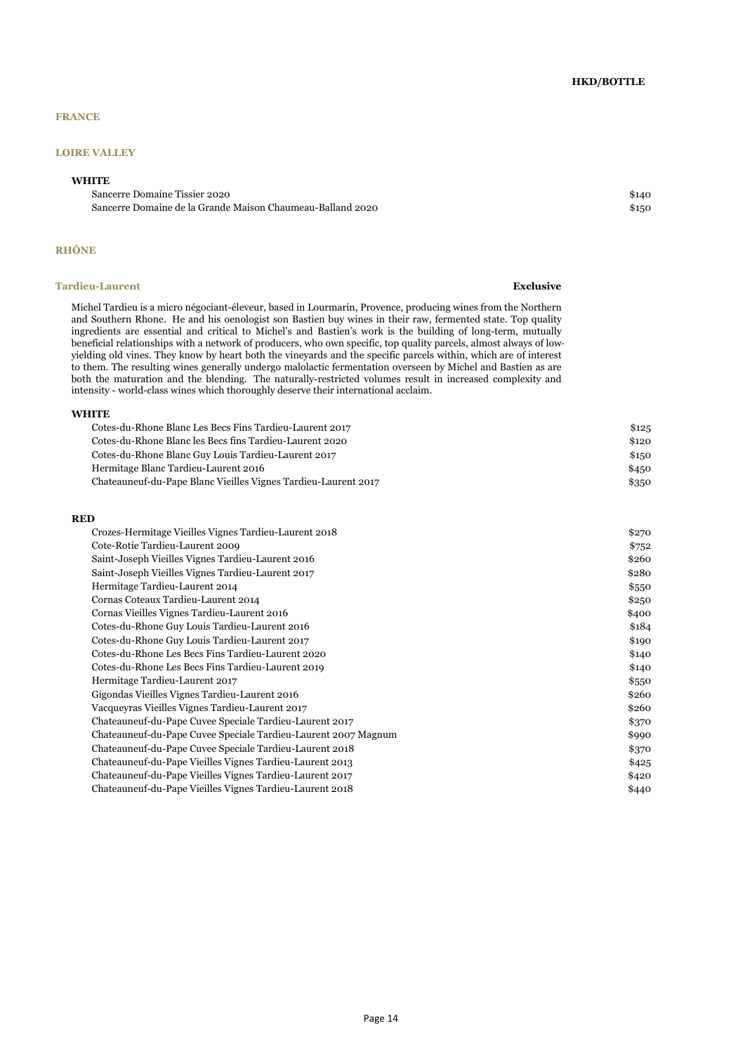HKD/BOTTLE

# FRANCE

## LOIRE VALLEY

### WHITE

| Wine | Price |
|---|---|
| Sancerre Domaine Tissier 2020 | $140 |
| Sancerre Domaine de la Grande Maison Chaumeau-Balland 2020 | $150 |

## RHÔNE

### Tardieu-Laurent

**Exclusive**

Michel Tardieu is a micro négociant-éleveur, based in Lourmarin, Provence, producing wines from the Northern and Southern Rhone. He and his oenologist son Bastien buy wines in their raw, fermented state. Top quality ingredients are essential and critical to Michel's and Bastien's work is the building of long-term, mutually beneficial relationships with a network of producers, who own specific, top quality parcels, almost always of low-yielding old vines. They know by heart both the vineyards and the specific parcels within, which are of interest to them. The resulting wines generally undergo malolactic fermentation overseen by Michel and Bastien as are both the maturation and the blending. The naturally-restricted volumes result in increased complexity and intensity - world-class wines which thoroughly deserve their international acclaim.

#### WHITE

| Wine | Price |
|---|---|
| Cotes-du-Rhone Blanc Les Becs Fins Tardieu-Laurent 2017 | $125 |
| Cotes-du-Rhone Blanc les Becs fins Tardieu-Laurent 2020 | $120 |
| Cotes-du-Rhone Blanc Guy Louis Tardieu-Laurent 2017 | $150 |
| Hermitage Blanc Tardieu-Laurent 2016 | $450 |
| Chateauneuf-du-Pape Blanc Vieilles Vignes Tardieu-Laurent 2017 | $350 |

#### RED

| Wine | Price |
|---|---|
| Crozes-Hermitage Vieilles Vignes Tardieu-Laurent 2018 | $270 |
| Cote-Rotie Tardieu-Laurent 2009 | $752 |
| Saint-Joseph Vieilles Vignes Tardieu-Laurent 2016 | $260 |
| Saint-Joseph Vieilles Vignes Tardieu-Laurent 2017 | $280 |
| Hermitage Tardieu-Laurent 2014 | $550 |
| Cornas Coteaux Tardieu-Laurent 2014 | $250 |
| Cornas Vieilles Vignes Tardieu-Laurent 2016 | $400 |
| Cotes-du-Rhone Guy Louis Tardieu-Laurent 2016 | $184 |
| Cotes-du-Rhone Guy Louis Tardieu-Laurent 2017 | $190 |
| Cotes-du-Rhone Les Becs Fins Tardieu-Laurent 2020 | $140 |
| Cotes-du-Rhone Les Becs Fins Tardieu-Laurent 2019 | $140 |
| Hermitage Tardieu-Laurent 2017 | $550 |
| Gigondas Vieilles Vignes Tardieu-Laurent 2016 | $260 |
| Vacqueyras Vieilles Vignes Tardieu-Laurent 2017 | $260 |
| Chateauneuf-du-Pape Cuvee Speciale Tardieu-Laurent 2017 | $370 |
| Chateauneuf-du-Pape Cuvee Speciale Tardieu-Laurent 2007 Magnum | $990 |
| Chateauneuf-du-Pape Cuvee Speciale Tardieu-Laurent 2018 | $370 |
| Chateauneuf-du-Pape Vieilles Vignes Tardieu-Laurent 2013 | $425 |
| Chateauneuf-du-Pape Vieilles Vignes Tardieu-Laurent 2017 | $420 |
| Chateauneuf-du-Pape Vieilles Vignes Tardieu-Laurent 2018 | $440 |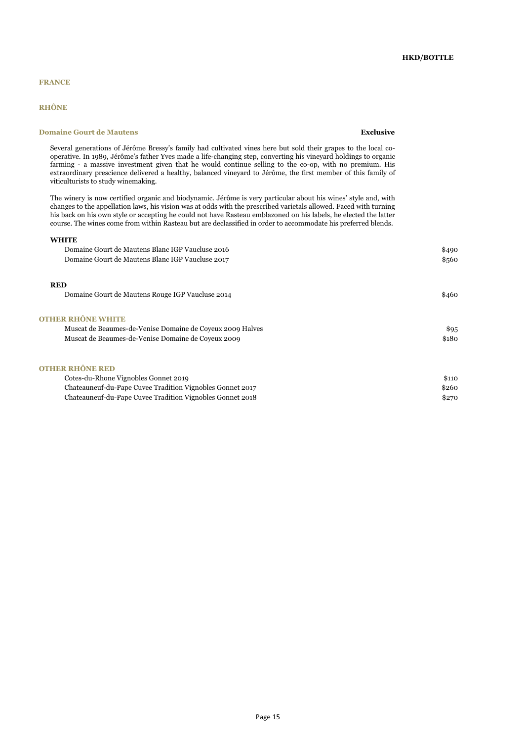**HKD/BOTTLE**

## FRANCE

### RHÔNE

#### Domaine Gourt de Mautens — **Exclusive**

Several generations of Jérôme Bressy's family had cultivated vines here but sold their grapes to the local co-operative. In 1989, Jérôme's father Yves made a life-changing step, converting his vineyard holdings to organic farming - a massive investment given that he would continue selling to the co-op, with no premium. His extraordinary prescience delivered a healthy, balanced vineyard to Jérôme, the first member of this family of viticulturists to study winemaking.

The winery is now certified organic and biodynamic. Jérôme is very particular about his wines' style and, with changes to the appellation laws, his vision was at odds with the prescribed varietals allowed. Faced with turning his back on his own style or accepting he could not have Rasteau emblazoned on his labels, he elected the latter course. The wines come from within Rasteau but are declassified in order to accommodate his preferred blends.

**WHITE**

| Wine | HKD/BOTTLE |
|---|---|
| Domaine Gourt de Mautens Blanc IGP Vaucluse 2016 | $490 |
| Domaine Gourt de Mautens Blanc IGP Vaucluse 2017 | $560 |

**RED**

| Wine | HKD/BOTTLE |
|---|---|
| Domaine Gourt de Mautens Rouge IGP Vaucluse 2014 | $460 |

#### OTHER RHÔNE WHITE

| Wine | HKD/BOTTLE |
|---|---|
| Muscat de Beaumes-de-Venise Domaine de Coyeux 2009 Halves | $95 |
| Muscat de Beaumes-de-Venise Domaine de Coyeux 2009 | $180 |

#### OTHER RHÔNE RED

| Wine | HKD/BOTTLE |
|---|---|
| Cotes-du-Rhone Vignobles Gonnet 2019 | $110 |
| Chateauneuf-du-Pape Cuvee Tradition Vignobles Gonnet 2017 | $260 |
| Chateauneuf-du-Pape Cuvee Tradition Vignobles Gonnet 2018 | $270 |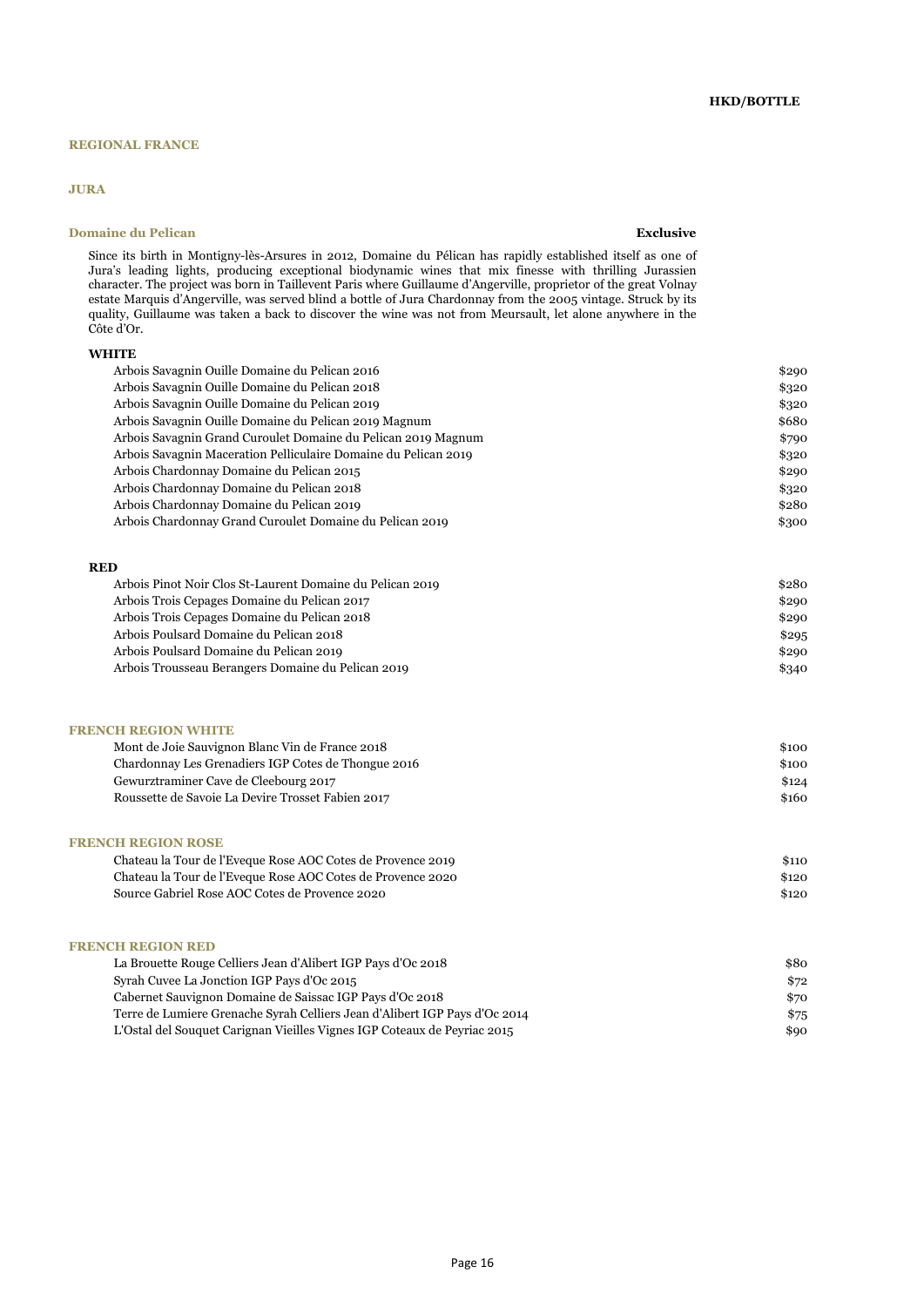**HKD/BOTTLE**

## REGIONAL FRANCE

### JURA

#### Domaine du Pelican — **Exclusive**

Since its birth in Montigny-lès-Arsures in 2012, Domaine du Pélican has rapidly established itself as one of Jura's leading lights, producing exceptional biodynamic wines that mix finesse with thrilling Jurassien character. The project was born in Taillevent Paris where Guillaume d'Angerville, proprietor of the great Volnay estate Marquis d'Angerville, was served blind a bottle of Jura Chardonnay from the 2005 vintage. Struck by its quality, Guillaume was taken a back to discover the wine was not from Meursault, let alone anywhere in the Côte d'Or.

**WHITE**

| Wine | Price |
| --- | --- |
| Arbois Savagnin Ouille Domaine du Pelican 2016 | $290 |
| Arbois Savagnin Ouille Domaine du Pelican 2018 | $320 |
| Arbois Savagnin Ouille Domaine du Pelican 2019 | $320 |
| Arbois Savagnin Ouille Domaine du Pelican 2019 Magnum | $680 |
| Arbois Savagnin Grand Curoulet Domaine du Pelican 2019 Magnum | $790 |
| Arbois Savagnin Maceration Pelliculaire Domaine du Pelican 2019 | $320 |
| Arbois Chardonnay Domaine du Pelican 2015 | $290 |
| Arbois Chardonnay Domaine du Pelican 2018 | $320 |
| Arbois Chardonnay Domaine du Pelican 2019 | $280 |
| Arbois Chardonnay Grand Curoulet Domaine du Pelican 2019 | $300 |

**RED**

| Wine | Price |
| --- | --- |
| Arbois Pinot Noir Clos St-Laurent Domaine du Pelican 2019 | $280 |
| Arbois Trois Cepages Domaine du Pelican 2017 | $290 |
| Arbois Trois Cepages Domaine du Pelican 2018 | $290 |
| Arbois Poulsard Domaine du Pelican 2018 | $295 |
| Arbois Poulsard Domaine du Pelican 2019 | $290 |
| Arbois Trousseau Berangers Domaine du Pelican 2019 | $340 |

### FRENCH REGION WHITE

| Wine | Price |
| --- | --- |
| Mont de Joie Sauvignon Blanc Vin de France 2018 | $100 |
| Chardonnay Les Grenadiers IGP Cotes de Thongue 2016 | $100 |
| Gewurztraminer Cave de Cleebourg 2017 | $124 |
| Roussette de Savoie La Devire Trosset Fabien 2017 | $160 |

### FRENCH REGION ROSE

| Wine | Price |
| --- | --- |
| Chateau la Tour de l'Eveque Rose AOC Cotes de Provence 2019 | $110 |
| Chateau la Tour de l'Eveque Rose AOC Cotes de Provence 2020 | $120 |
| Source Gabriel Rose AOC Cotes de Provence 2020 | $120 |

### FRENCH REGION RED

| Wine | Price |
| --- | --- |
| La Brouette Rouge Celliers Jean d'Alibert IGP Pays d'Oc 2018 | $80 |
| Syrah Cuvee La Jonction IGP Pays d'Oc 2015 | $72 |
| Cabernet Sauvignon Domaine de Saissac IGP Pays d'Oc 2018 | $70 |
| Terre de Lumiere Grenache Syrah Celliers Jean d'Alibert IGP Pays d'Oc 2014 | $75 |
| L'Ostal del Souquet Carignan Vieilles Vignes IGP Coteaux de Peyriac 2015 | $90 |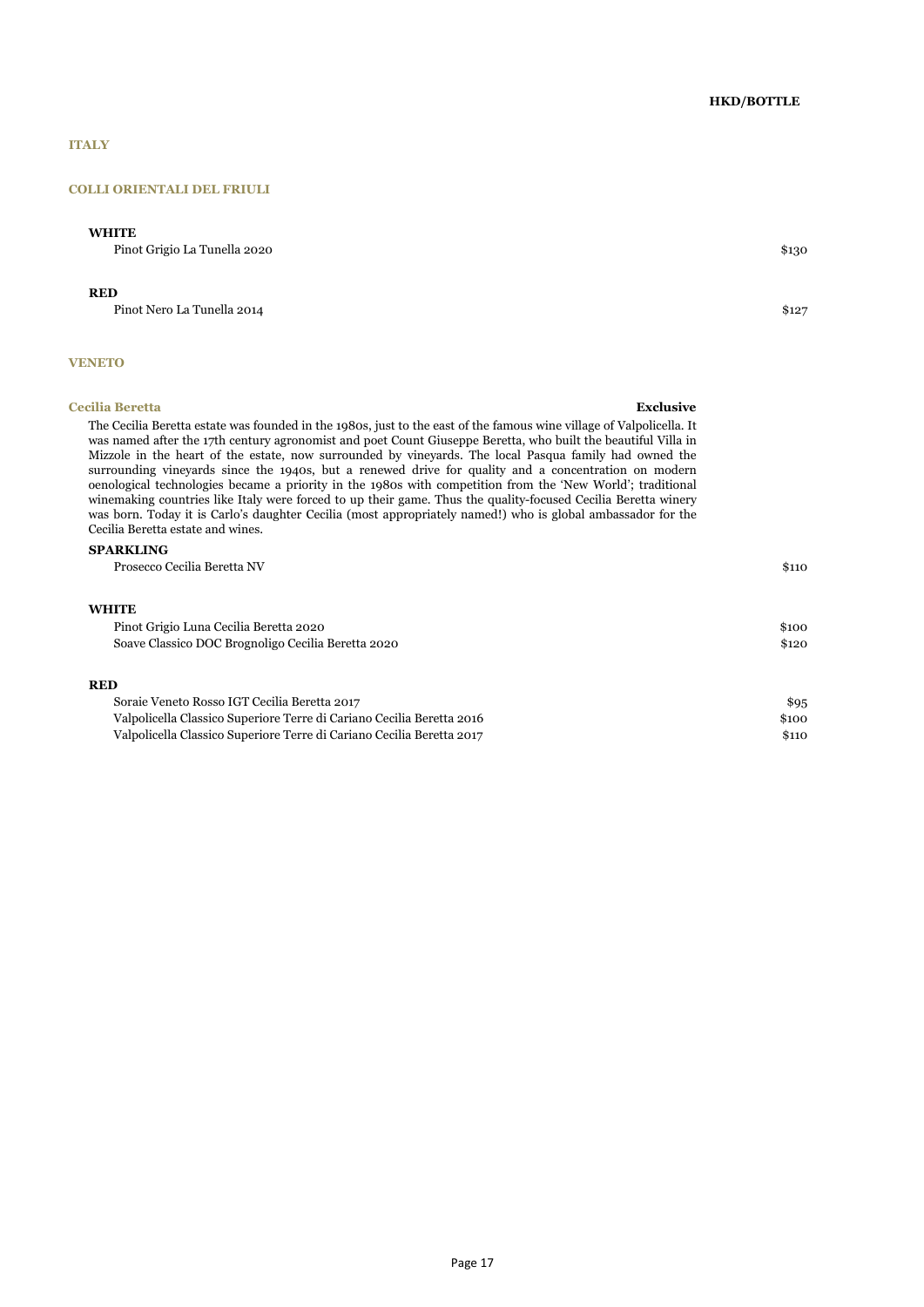**HKD/BOTTLE**

# ITALY

## COLLI ORIENTALI DEL FRIULI

**WHITE**

| Wine | HKD/Bottle |
|---|---|
| Pinot Grigio La Tunella 2020 | $130 |

**RED**

| Wine | HKD/Bottle |
|---|---|
| Pinot Nero La Tunella 2014 | $127 |

## VENETO

### Cecilia Beretta — **Exclusive**

The Cecilia Beretta estate was founded in the 1980s, just to the east of the famous wine village of Valpolicella. It was named after the 17th century agronomist and poet Count Giuseppe Beretta, who built the beautiful Villa in Mizzole in the heart of the estate, now surrounded by vineyards. The local Pasqua family had owned the surrounding vineyards since the 1940s, but a renewed drive for quality and a concentration on modern oenological technologies became a priority in the 1980s with competition from the 'New World'; traditional winemaking countries like Italy were forced to up their game. Thus the quality-focused Cecilia Beretta winery was born. Today it is Carlo's daughter Cecilia (most appropriately named!) who is global ambassador for the Cecilia Beretta estate and wines.

**SPARKLING**

| Wine | HKD/Bottle |
|---|---|
| Prosecco Cecilia Beretta NV | $110 |

**WHITE**

| Wine | HKD/Bottle |
|---|---|
| Pinot Grigio Luna Cecilia Beretta 2020 | $100 |
| Soave Classico DOC Brognoligo Cecilia Beretta 2020 | $120 |

**RED**

| Wine | HKD/Bottle |
|---|---|
| Soraie Veneto Rosso IGT Cecilia Beretta 2017 | $95 |
| Valpolicella Classico Superiore Terre di Cariano Cecilia Beretta 2016 | $100 |
| Valpolicella Classico Superiore Terre di Cariano Cecilia Beretta 2017 | $110 |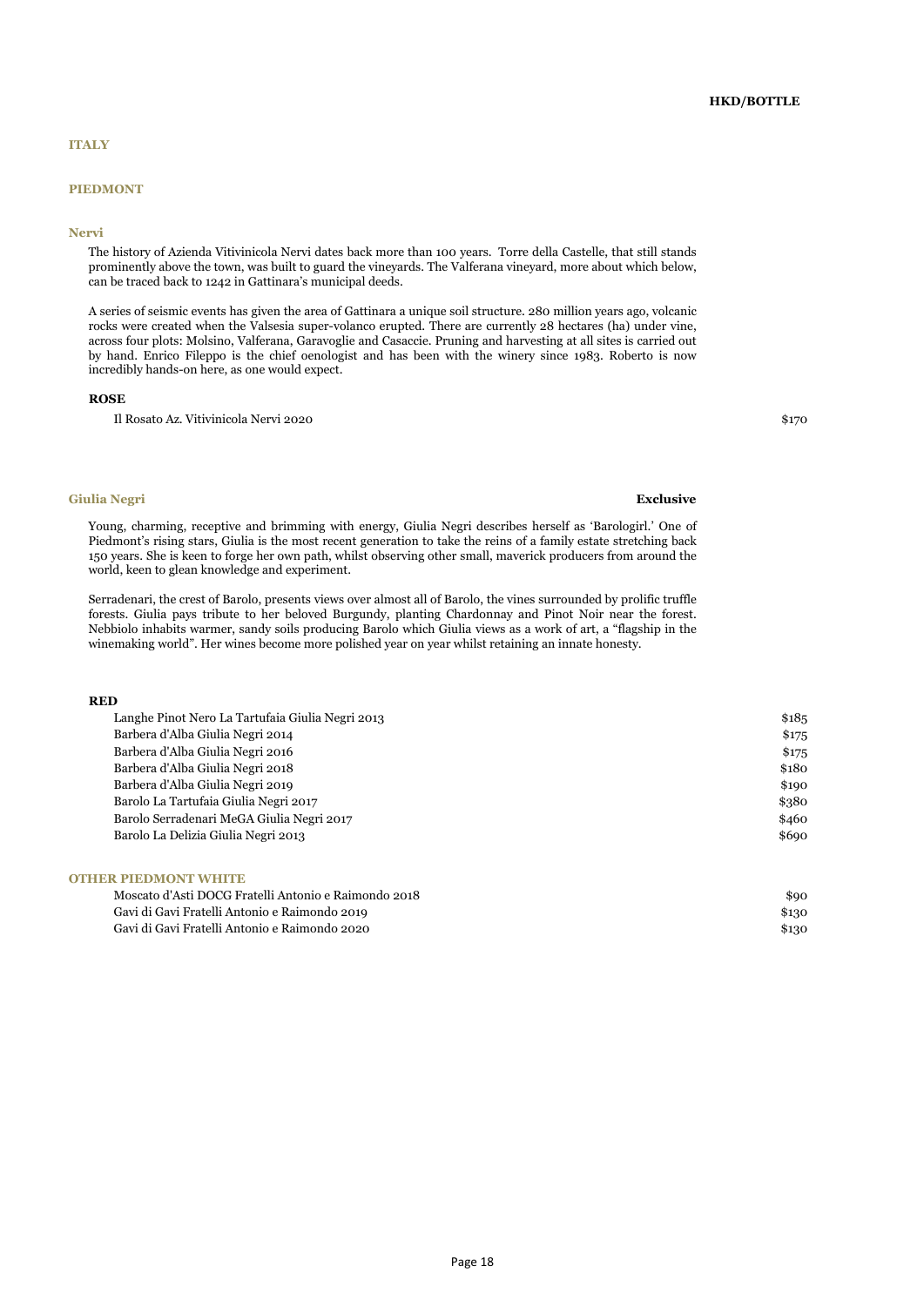**HKD/BOTTLE**

# ITALY

## PIEDMONT

### Nervi

The history of Azienda Vitivinicola Nervi dates back more than 100 years. Torre della Castelle, that still stands prominently above the town, was built to guard the vineyards. The Valferana vineyard, more about which below, can be traced back to 1242 in Gattinara's municipal deeds.

A series of seismic events has given the area of Gattinara a unique soil structure. 280 million years ago, volcanic rocks were created when the Valsesia super-volanco erupted. There are currently 28 hectares (ha) under vine, across four plots: Molsino, Valferana, Garavoglie and Casaccie. Pruning and harvesting at all sites is carried out by hand. Enrico Fileppo is the chief oenologist and has been with the winery since 1983. Roberto is now incredibly hands-on here, as one would expect.

**ROSE**

| Wine | HKD/Bottle |
|---|---|
| Il Rosato Az. Vitivinicola Nervi 2020 | $170 |

### Giulia Negri

**Exclusive**

Young, charming, receptive and brimming with energy, Giulia Negri describes herself as 'Barologirl.' One of Piedmont's rising stars, Giulia is the most recent generation to take the reins of a family estate stretching back 150 years. She is keen to forge her own path, whilst observing other small, maverick producers from around the world, keen to glean knowledge and experiment.

Serradenari, the crest of Barolo, presents views over almost all of Barolo, the vines surrounded by prolific truffle forests. Giulia pays tribute to her beloved Burgundy, planting Chardonnay and Pinot Noir near the forest. Nebbiolo inhabits warmer, sandy soils producing Barolo which Giulia views as a work of art, a "flagship in the winemaking world". Her wines become more polished year on year whilst retaining an innate honesty.

**RED**

| Wine | HKD/Bottle |
|---|---|
| Langhe Pinot Nero La Tartufaia Giulia Negri 2013 | $185 |
| Barbera d'Alba Giulia Negri 2014 | $175 |
| Barbera d'Alba Giulia Negri 2016 | $175 |
| Barbera d'Alba Giulia Negri 2018 | $180 |
| Barbera d'Alba Giulia Negri 2019 | $190 |
| Barolo La Tartufaia Giulia Negri 2017 | $380 |
| Barolo Serradenari MeGA Giulia Negri 2017 | $460 |
| Barolo La Delizia Giulia Negri 2013 | $690 |

### OTHER PIEDMONT WHITE

| Wine | HKD/Bottle |
|---|---|
| Moscato d'Asti DOCG Fratelli Antonio e Raimondo 2018 | $90 |
| Gavi di Gavi Fratelli Antonio e Raimondo 2019 | $130 |
| Gavi di Gavi Fratelli Antonio e Raimondo 2020 | $130 |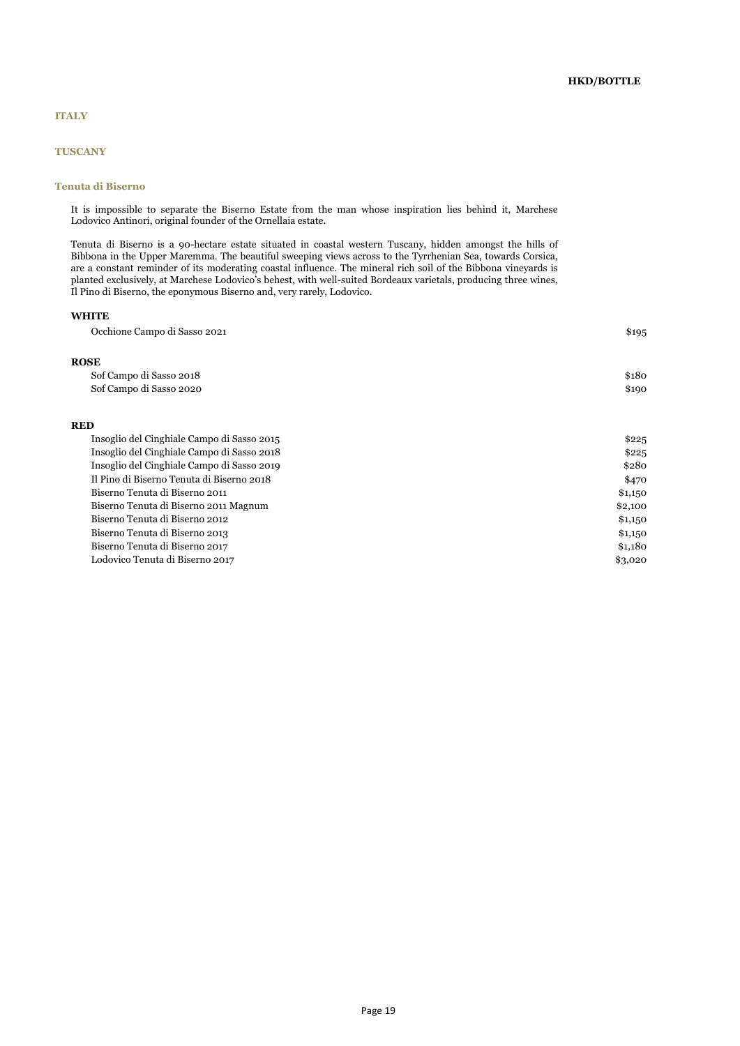**HKD/BOTTLE**

## ITALY

## TUSCANY

### Tenuta di Biserno

It is impossible to separate the Biserno Estate from the man whose inspiration lies behind it, Marchese Lodovico Antinori, original founder of the Ornellaia estate.

Tenuta di Biserno is a 90-hectare estate situated in coastal western Tuscany, hidden amongst the hills of Bibbona in the Upper Maremma. The beautiful sweeping views across to the Tyrrhenian Sea, towards Corsica, are a constant reminder of its moderating coastal influence. The mineral rich soil of the Bibbona vineyards is planted exclusively, at Marchese Lodovico's behest, with well-suited Bordeaux varietals, producing three wines, Il Pino di Biserno, the eponymous Biserno and, very rarely, Lodovico.

**WHITE**

| Wine | HKD/Bottle |
|---|---|
| Occhione Campo di Sasso 2021 | $195 |

**ROSE**

| Wine | HKD/Bottle |
|---|---|
| Sof Campo di Sasso 2018 | $180 |
| Sof Campo di Sasso 2020 | $190 |

**RED**

| Wine | HKD/Bottle |
|---|---|
| Insoglio del Cinghiale Campo di Sasso 2015 | $225 |
| Insoglio del Cinghiale Campo di Sasso 2018 | $225 |
| Insoglio del Cinghiale Campo di Sasso 2019 | $280 |
| Il Pino di Biserno Tenuta di Biserno 2018 | $470 |
| Biserno Tenuta di Biserno 2011 | $1,150 |
| Biserno Tenuta di Biserno 2011 Magnum | $2,100 |
| Biserno Tenuta di Biserno 2012 | $1,150 |
| Biserno Tenuta di Biserno 2013 | $1,150 |
| Biserno Tenuta di Biserno 2017 | $1,180 |
| Lodovico Tenuta di Biserno 2017 | $3,020 |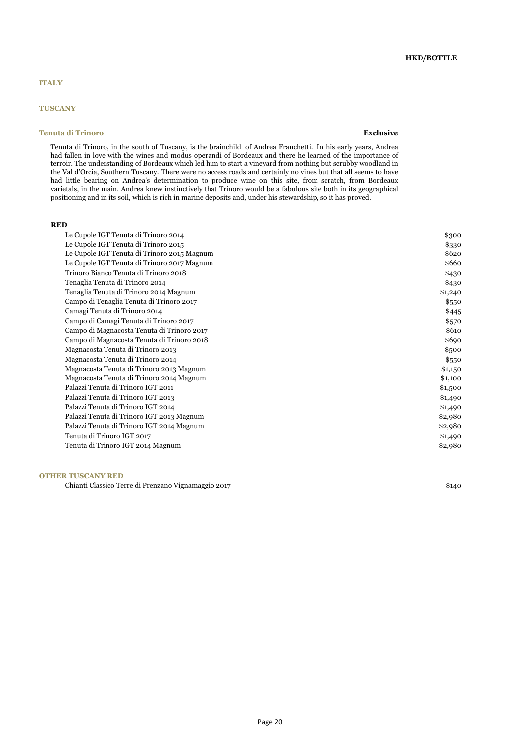**HKD/BOTTLE**

## ITALY

### TUSCANY

#### Tenuta di Trinoro

**Exclusive**

Tenuta di Trinoro, in the south of Tuscany, is the brainchild of Andrea Franchetti. In his early years, Andrea had fallen in love with the wines and modus operandi of Bordeaux and there he learned of the importance of terroir. The understanding of Bordeaux which led him to start a vineyard from nothing but scrubby woodland in the Val d'Orcia, Southern Tuscany. There were no access roads and certainly no vines but that all seems to have had little bearing on Andrea's determination to produce wine on this site, from scratch, from Bordeaux varietals, in the main. Andrea knew instinctively that Trinoro would be a fabulous site both in its geographical positioning and in its soil, which is rich in marine deposits and, under his stewardship, so it has proved.

**RED**

| Wine | HKD/Bottle |
|---|---|
| Le Cupole IGT Tenuta di Trinoro 2014 | $300 |
| Le Cupole IGT Tenuta di Trinoro 2015 | $330 |
| Le Cupole IGT Tenuta di Trinoro 2015 Magnum | $620 |
| Le Cupole IGT Tenuta di Trinoro 2017 Magnum | $660 |
| Trinoro Bianco Tenuta di Trinoro 2018 | $430 |
| Tenaglia Tenuta di Trinoro 2014 | $430 |
| Tenaglia Tenuta di Trinoro 2014 Magnum | $1,240 |
| Campo di Tenaglia Tenuta di Trinoro 2017 | $550 |
| Camagi Tenuta di Trinoro 2014 | $445 |
| Campo di Camagi Tenuta di Trinoro 2017 | $570 |
| Campo di Magnacosta Tenuta di Trinoro 2017 | $610 |
| Campo di Magnacosta Tenuta di Trinoro 2018 | $690 |
| Magnacosta Tenuta di Trinoro 2013 | $500 |
| Magnacosta Tenuta di Trinoro 2014 | $550 |
| Magnacosta Tenuta di Trinoro 2013 Magnum | $1,150 |
| Magnacosta Tenuta di Trinoro 2014 Magnum | $1,100 |
| Palazzi Tenuta di Trinoro IGT 2011 | $1,500 |
| Palazzi Tenuta di Trinoro IGT 2013 | $1,490 |
| Palazzi Tenuta di Trinoro IGT 2014 | $1,490 |
| Palazzi Tenuta di Trinoro IGT 2013 Magnum | $2,980 |
| Palazzi Tenuta di Trinoro IGT 2014 Magnum | $2,980 |
| Tenuta di Trinoro IGT 2017 | $1,490 |
| Tenuta di Trinoro IGT 2014 Magnum | $2,980 |

### OTHER TUSCANY RED

| Wine | HKD/Bottle |
|---|---|
| Chianti Classico Terre di Prenzano Vignamaggio 2017 | $140 |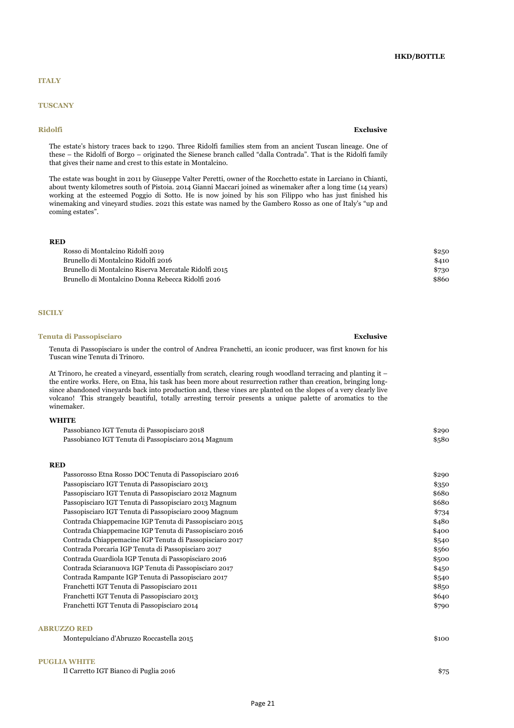**HKD/BOTTLE**

## ITALY

### TUSCANY

#### Ridolfi

**Exclusive**

The estate's history traces back to 1290. Three Ridolfi families stem from an ancient Tuscan lineage. One of these – the Ridolfi of Borgo – originated the Sienese branch called "dalla Contrada". That is the Ridolfi family that gives their name and crest to this estate in Montalcino.

The estate was bought in 2011 by Giuseppe Valter Peretti, owner of the Rocchetto estate in Larciano in Chianti, about twenty kilometres south of Pistoia. 2014 Gianni Maccari joined as winemaker after a long time (14 years) working at the esteemed Poggio di Sotto. He is now joined by his son Filippo who has just finished his winemaking and vineyard studies. 2021 this estate was named by the Gambero Rosso as one of Italy's "up and coming estates".

**RED**

| Wine | HKD/Bottle |
|---|---|
| Rosso di Montalcino Ridolfi 2019 | $250 |
| Brunello di Montalcino Ridolfi 2016 | $410 |
| Brunello di Montalcino Riserva Mercatale Ridolfi 2015 | $730 |
| Brunello di Montalcino Donna Rebecca Ridolfi 2016 | $860 |

### SICILY

#### Tenuta di Passopisciaro

**Exclusive**

Tenuta di Passopisciaro is under the control of Andrea Franchetti, an iconic producer, was first known for his Tuscan wine Tenuta di Trinoro.

At Trinoro, he created a vineyard, essentially from scratch, clearing rough woodland terracing and planting it – the entire works. Here, on Etna, his task has been more about resurrection rather than creation, bringing long-since abandoned vineyards back into production and, these vines are planted on the slopes of a very clearly live volcano! This strangely beautiful, totally arresting terroir presents a unique palette of aromatics to the winemaker.

**WHITE**

| Wine | HKD/Bottle |
|---|---|
| Passobianco IGT Tenuta di Passopisciaro 2018 | $290 |
| Passobianco IGT Tenuta di Passopisciaro 2014 Magnum | $580 |

**RED**

| Wine | HKD/Bottle |
|---|---|
| Passorosso Etna Rosso DOC Tenuta di Passopisciaro 2016 | $290 |
| Passopisciaro IGT Tenuta di Passopisciaro 2013 | $350 |
| Passopisciaro IGT Tenuta di Passopisciaro 2012 Magnum | $680 |
| Passopisciaro IGT Tenuta di Passopisciaro 2013 Magnum | $680 |
| Passopisciaro IGT Tenuta di Passopisciaro 2009 Magnum | $734 |
| Contrada Chiappemacine IGP Tenuta di Passopisciaro 2015 | $480 |
| Contrada Chiappemacine IGP Tenuta di Passopisciaro 2016 | $400 |
| Contrada Chiappemacine IGP Tenuta di Passopisciaro 2017 | $540 |
| Contrada Porcaria IGP Tenuta di Passopisciaro 2017 | $560 |
| Contrada Guardiola IGP Tenuta di Passopisciaro 2016 | $500 |
| Contrada Sciaranuova IGP Tenuta di Passopisciaro 2017 | $450 |
| Contrada Rampante IGP Tenuta di Passopisciaro 2017 | $540 |
| Franchetti IGT Tenuta di Passopisciaro 2011 | $850 |
| Franchetti IGT Tenuta di Passopisciaro 2013 | $640 |
| Franchetti IGT Tenuta di Passopisciaro 2014 | $790 |

### ABRUZZO RED

| Wine | HKD/Bottle |
|---|---|
| Montepulciano d'Abruzzo Roccastella 2015 | $100 |

### PUGLIA WHITE

| Wine | HKD/Bottle |
|---|---|
| Il Carretto IGT Bianco di Puglia 2016 | $75 |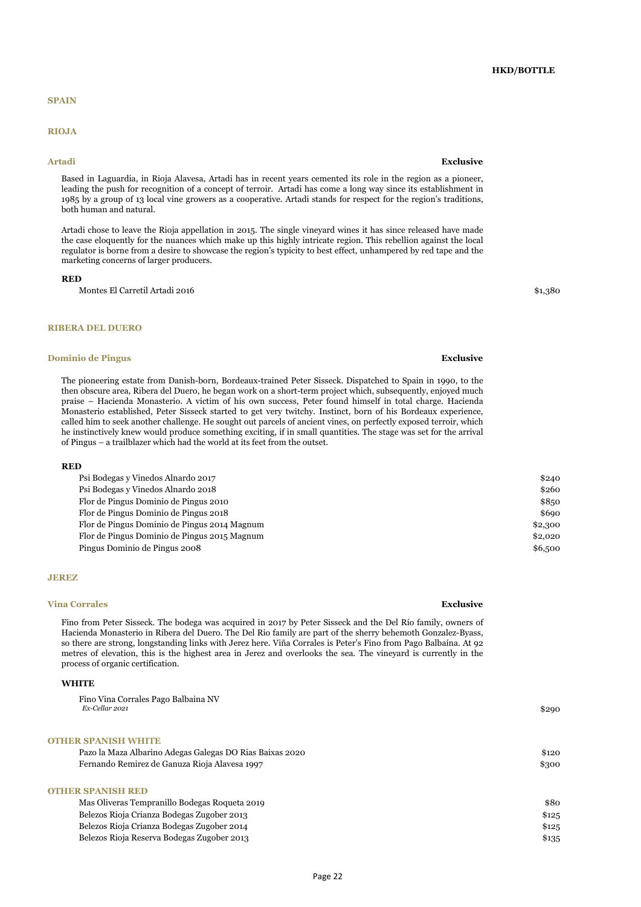**HKD/BOTTLE**

## SPAIN

### RIOJA

#### Artadi — Exclusive

Based in Laguardia, in Rioja Alavesa, Artadi has in recent years cemented its role in the region as a pioneer, leading the push for recognition of a concept of terroir. Artadi has come a long way since its establishment in 1985 by a group of 13 local vine growers as a cooperative. Artadi stands for respect for the region's traditions, both human and natural.

Artadi chose to leave the Rioja appellation in 2015. The single vineyard wines it has since released have made the case eloquently for the nuances which make up this highly intricate region. This rebellion against the local regulator is borne from a desire to showcase the region's typicity to best effect, unhampered by red tape and the marketing concerns of larger producers.

**RED**

| Wine | HKD/Bottle |
|---|---|
| Montes El Carretil Artadi 2016 | $1,380 |

### RIBERA DEL DUERO

#### Dominio de Pingus — Exclusive

The pioneering estate from Danish-born, Bordeaux-trained Peter Sisseck. Dispatched to Spain in 1990, to the then obscure area, Ribera del Duero, he began work on a short-term project which, subsequently, enjoyed much praise – Hacienda Monasterio. A victim of his own success, Peter found himself in total charge. Hacienda Monasterio established, Peter Sisseck started to get very twitchy. Instinct, born of his Bordeaux experience, called him to seek another challenge. He sought out parcels of ancient vines, on perfectly exposed terroir, which he instinctively knew would produce something exciting, if in small quantities. The stage was set for the arrival of Pingus – a trailblazer which had the world at its feet from the outset.

**RED**

| Wine | HKD/Bottle |
|---|---|
| Psi Bodegas y Vinedos Alnardo 2017 | $240 |
| Psi Bodegas y Vinedos Alnardo 2018 | $260 |
| Flor de Pingus Dominio de Pingus 2010 | $850 |
| Flor de Pingus Dominio de Pingus 2018 | $690 |
| Flor de Pingus Dominio de Pingus 2014 Magnum | $2,300 |
| Flor de Pingus Dominio de Pingus 2015 Magnum | $2,020 |
| Pingus Dominio de Pingus 2008 | $6,500 |

### JEREZ

#### Vina Corrales — Exclusive

Fino from Peter Sisseck. The bodega was acquired in 2017 by Peter Sisseck and the Del Río family, owners of Hacienda Monasterio in Ribera del Duero. The Del Rio family are part of the sherry behemoth Gonzalez-Byass, so there are strong, longstanding links with Jerez here. Viña Corrales is Peter's Fino from Pago Balbaína. At 92 metres of elevation, this is the highest area in Jerez and overlooks the sea. The vineyard is currently in the process of organic certification.

**WHITE**

| Wine | HKD/Bottle |
|---|---|
| Fino Vina Corrales Pago Balbaina NV *Ex-Cellar 2021* | $290 |

### OTHER SPANISH WHITE

| Wine | HKD/Bottle |
|---|---|
| Pazo la Maza Albarino Adegas Galegas DO Rias Baixas 2020 | $120 |
| Fernando Remirez de Ganuza Rioja Alavesa 1997 | $300 |

### OTHER SPANISH RED

| Wine | HKD/Bottle |
|---|---|
| Mas Oliveras Tempranillo Bodegas Roqueta 2019 | $80 |
| Belezos Rioja Crianza Bodegas Zugober 2013 | $125 |
| Belezos Rioja Crianza Bodegas Zugober 2014 | $125 |
| Belezos Rioja Reserva Bodegas Zugober 2013 | $135 |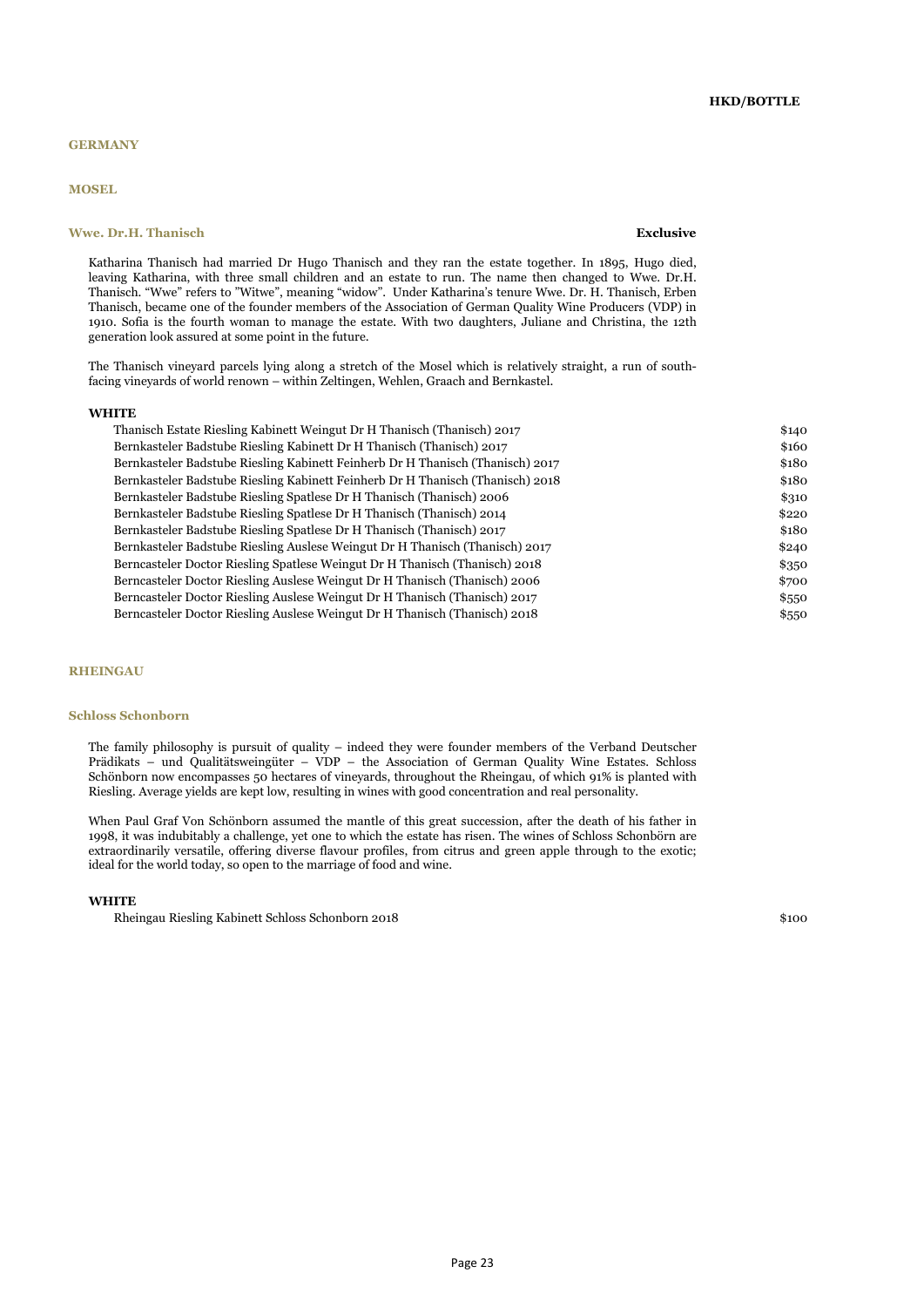**HKD/BOTTLE**

# GERMANY

## MOSEL

### Wwe. Dr.H. Thanisch — **Exclusive**

Katharina Thanisch had married Dr Hugo Thanisch and they ran the estate together. In 1895, Hugo died, leaving Katharina, with three small children and an estate to run. The name then changed to Wwe. Dr.H. Thanisch. "Wwe" refers to "Witwe", meaning "widow". Under Katharina's tenure Wwe. Dr. H. Thanisch, Erben Thanisch, became one of the founder members of the Association of German Quality Wine Producers (VDP) in 1910. Sofia is the fourth woman to manage the estate. With two daughters, Juliane and Christina, the 12th generation look assured at some point in the future.

The Thanisch vineyard parcels lying along a stretch of the Mosel which is relatively straight, a run of south-facing vineyards of world renown – within Zeltingen, Wehlen, Graach and Bernkastel.

**WHITE**

| Wine | HKD/Bottle |
|---|---|
| Thanisch Estate Riesling Kabinett Weingut Dr H Thanisch (Thanisch) 2017 | $140 |
| Bernkasteler Badstube Riesling Kabinett Dr H Thanisch (Thanisch) 2017 | $160 |
| Bernkasteler Badstube Riesling Kabinett Feinherb Dr H Thanisch (Thanisch) 2017 | $180 |
| Bernkasteler Badstube Riesling Kabinett Feinherb Dr H Thanisch (Thanisch) 2018 | $180 |
| Bernkasteler Badstube Riesling Spatlese Dr H Thanisch (Thanisch) 2006 | $310 |
| Bernkasteler Badstube Riesling Spatlese Dr H Thanisch (Thanisch) 2014 | $220 |
| Bernkasteler Badstube Riesling Spatlese Dr H Thanisch (Thanisch) 2017 | $180 |
| Bernkasteler Badstube Riesling Auslese Weingut Dr H Thanisch (Thanisch) 2017 | $240 |
| Berncasteler Doctor Riesling Spatlese Weingut Dr H Thanisch (Thanisch) 2018 | $350 |
| Berncasteler Doctor Riesling Auslese Weingut Dr H Thanisch (Thanisch) 2006 | $700 |
| Berncasteler Doctor Riesling Auslese Weingut Dr H Thanisch (Thanisch) 2017 | $550 |
| Berncasteler Doctor Riesling Auslese Weingut Dr H Thanisch (Thanisch) 2018 | $550 |

## RHEINGAU

### Schloss Schonborn

The family philosophy is pursuit of quality – indeed they were founder members of the Verband Deutscher Prädikats – und Qualitätsweingüter – VDP – the Association of German Quality Wine Estates. Schloss Schönborn now encompasses 50 hectares of vineyards, throughout the Rheingau, of which 91% is planted with Riesling. Average yields are kept low, resulting in wines with good concentration and real personality.

When Paul Graf Von Schönborn assumed the mantle of this great succession, after the death of his father in 1998, it was indubitably a challenge, yet one to which the estate has risen. The wines of Schloss Schonbörn are extraordinarily versatile, offering diverse flavour profiles, from citrus and green apple through to the exotic; ideal for the world today, so open to the marriage of food and wine.

**WHITE**

| Wine | HKD/Bottle |
|---|---|
| Rheingau Riesling Kabinett Schloss Schonborn 2018 | $100 |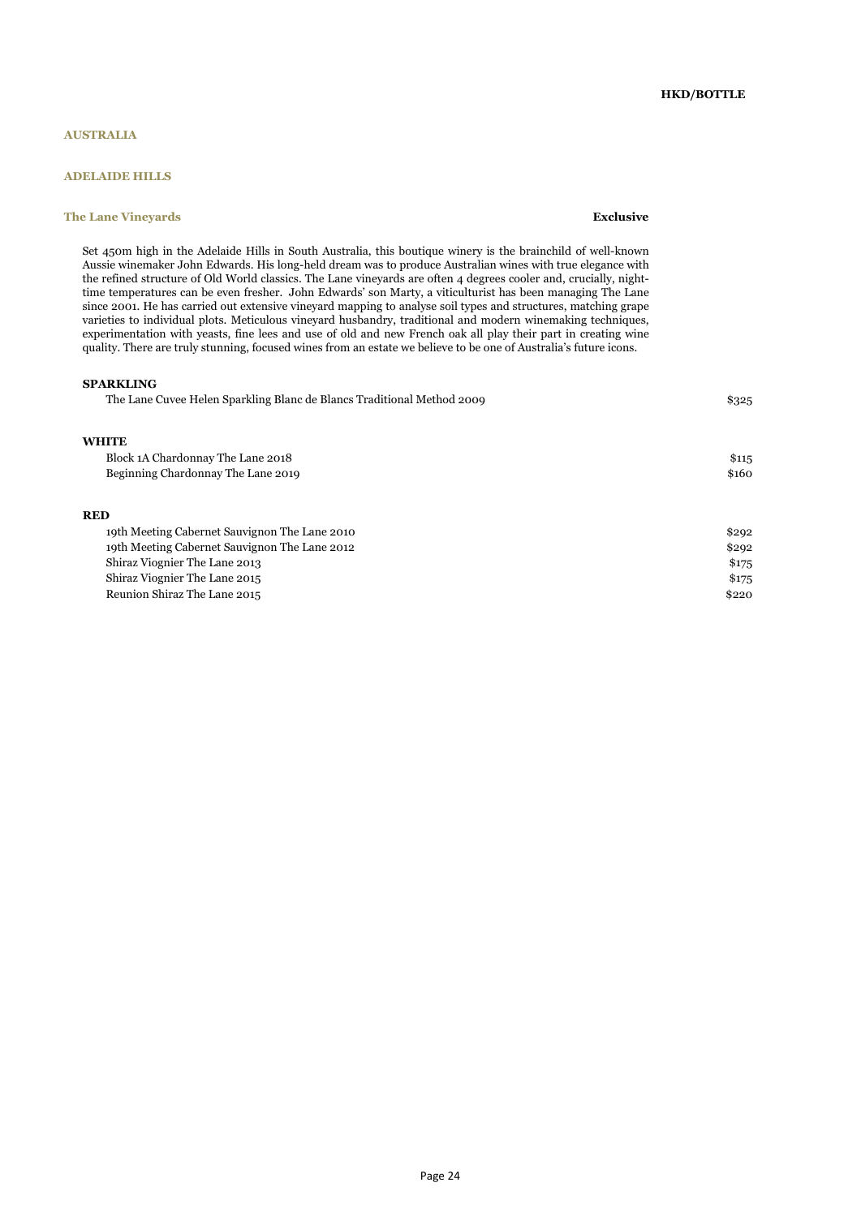**HKD/BOTTLE**

## AUSTRALIA

### ADELAIDE HILLS

#### The Lane Vineyards — **Exclusive**

Set 450m high in the Adelaide Hills in South Australia, this boutique winery is the brainchild of well-known Aussie winemaker John Edwards. His long-held dream was to produce Australian wines with true elegance with the refined structure of Old World classics. The Lane vineyards are often 4 degrees cooler and, crucially, night-time temperatures can be even fresher. John Edwards' son Marty, a viticulturist has been managing The Lane since 2001. He has carried out extensive vineyard mapping to analyse soil types and structures, matching grape varieties to individual plots. Meticulous vineyard husbandry, traditional and modern winemaking techniques, experimentation with yeasts, fine lees and use of old and new French oak all play their part in creating wine quality. There are truly stunning, focused wines from an estate we believe to be one of Australia's future icons.

**SPARKLING**

| Wine | HKD/Bottle |
|---|---|
| The Lane Cuvee Helen Sparkling Blanc de Blancs Traditional Method 2009 | $325 |

**WHITE**

| Wine | HKD/Bottle |
|---|---|
| Block 1A Chardonnay The Lane 2018 | $115 |
| Beginning Chardonnay The Lane 2019 | $160 |

**RED**

| Wine | HKD/Bottle |
|---|---|
| 19th Meeting Cabernet Sauvignon The Lane 2010 | $292 |
| 19th Meeting Cabernet Sauvignon The Lane 2012 | $292 |
| Shiraz Viognier The Lane 2013 | $175 |
| Shiraz Viognier The Lane 2015 | $175 |
| Reunion Shiraz The Lane 2015 | $220 |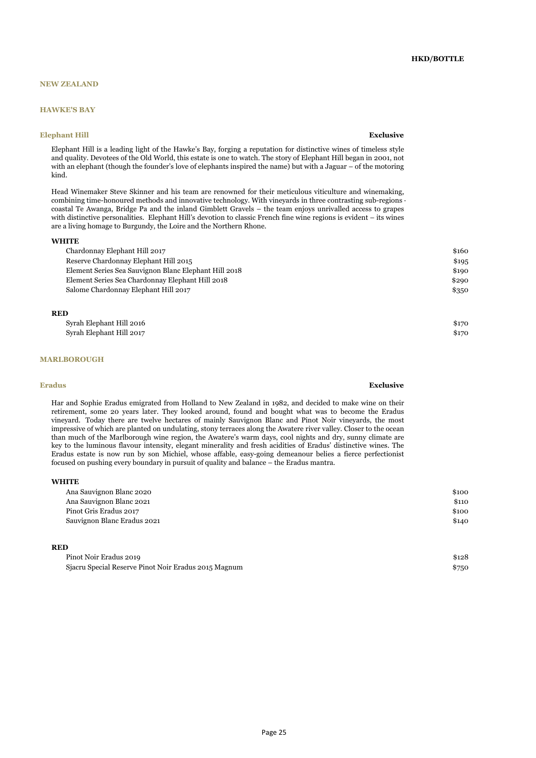**HKD/BOTTLE**

## NEW ZEALAND

### HAWKE'S BAY

#### Elephant Hill

**Exclusive**

Elephant Hill is a leading light of the Hawke's Bay, forging a reputation for distinctive wines of timeless style and quality. Devotees of the Old World, this estate is one to watch. The story of Elephant Hill began in 2001, not with an elephant (though the founder's love of elephants inspired the name) but with a Jaguar – of the motoring kind.

Head Winemaker Steve Skinner and his team are renowned for their meticulous viticulture and winemaking, combining time-honoured methods and innovative technology. With vineyards in three contrasting sub-regions - coastal Te Awanga, Bridge Pa and the inland Gimblett Gravels – the team enjoys unrivalled access to grapes with distinctive personalities. Elephant Hill's devotion to classic French fine wine regions is evident – its wines are a living homage to Burgundy, the Loire and the Northern Rhone.

**WHITE**

| Wine | Price |
| --- | --- |
| Chardonnay Elephant Hill 2017 | $160 |
| Reserve Chardonnay Elephant Hill 2015 | $195 |
| Element Series Sea Sauvignon Blanc Elephant Hill 2018 | $190 |
| Element Series Sea Chardonnay Elephant Hill 2018 | $290 |
| Salome Chardonnay Elephant Hill 2017 | $350 |

**RED**

| Wine | Price |
| --- | --- |
| Syrah Elephant Hill 2016 | $170 |
| Syrah Elephant Hill 2017 | $170 |

### MARLBOROUGH

#### Eradus

**Exclusive**

Har and Sophie Eradus emigrated from Holland to New Zealand in 1982, and decided to make wine on their retirement, some 20 years later. They looked around, found and bought what was to become the Eradus vineyard. Today there are twelve hectares of mainly Sauvignon Blanc and Pinot Noir vineyards, the most impressive of which are planted on undulating, stony terraces along the Awatere river valley. Closer to the ocean than much of the Marlborough wine region, the Awatere's warm days, cool nights and dry, sunny climate are key to the luminous flavour intensity, elegant minerality and fresh acidities of Eradus' distinctive wines. The Eradus estate is now run by son Michiel, whose affable, easy-going demeanour belies a fierce perfectionist focused on pushing every boundary in pursuit of quality and balance – the Eradus mantra.

**WHITE**

| Wine | Price |
| --- | --- |
| Ana Sauvignon Blanc 2020 | $100 |
| Ana Sauvignon Blanc 2021 | $110 |
| Pinot Gris Eradus 2017 | $100 |
| Sauvignon Blanc Eradus 2021 | $140 |

**RED**

| Wine | Price |
| --- | --- |
| Pinot Noir Eradus 2019 | $128 |
| Sjacru Special Reserve Pinot Noir Eradus 2015 Magnum | $750 |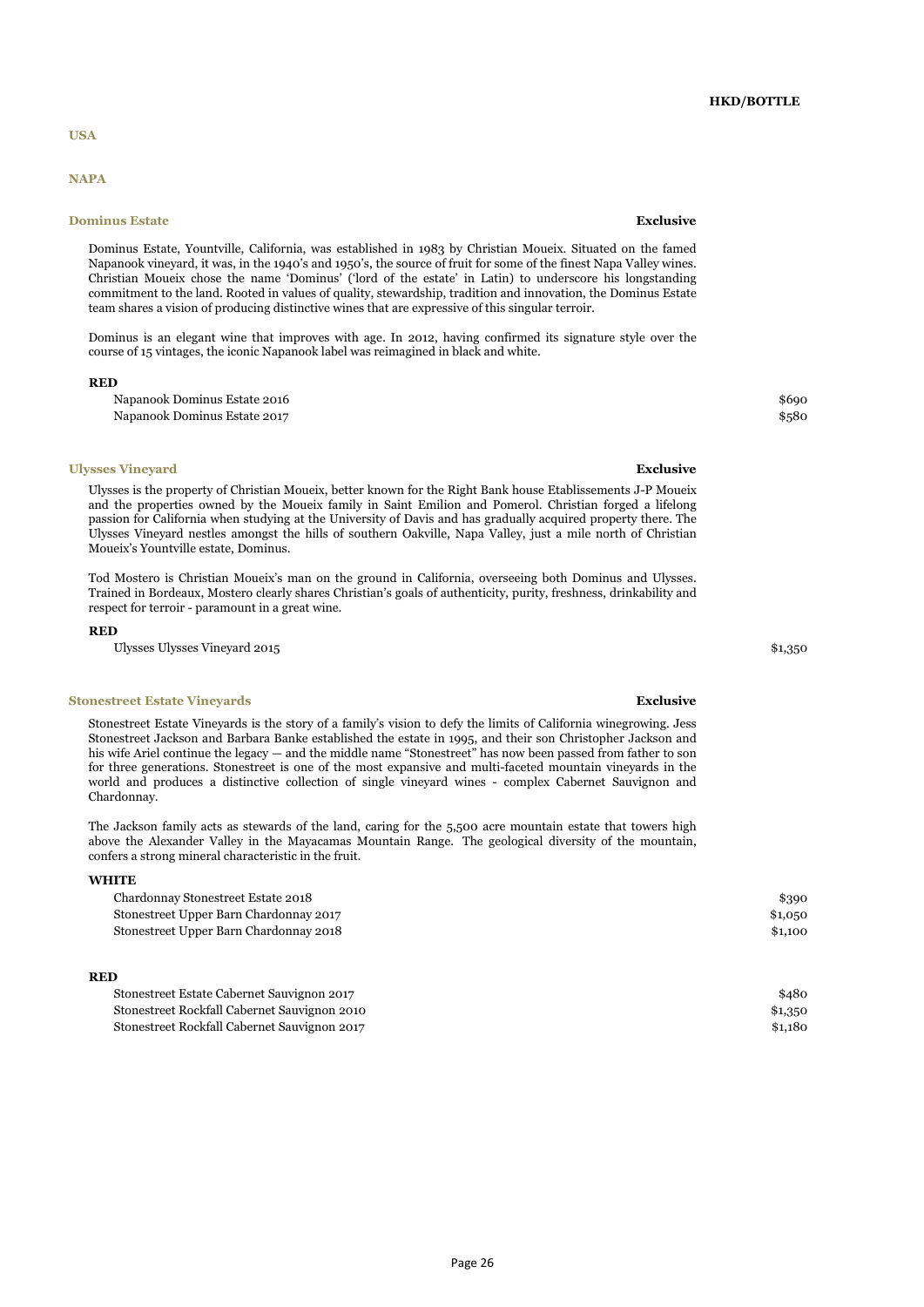HKD/BOTTLE

## USA

### NAPA

#### Dominus Estate

**Exclusive**

Dominus Estate, Yountville, California, was established in 1983 by Christian Moueix. Situated on the famed Napanook vineyard, it was, in the 1940's and 1950's, the source of fruit for some of the finest Napa Valley wines. Christian Moueix chose the name 'Dominus' ('lord of the estate' in Latin) to underscore his longstanding commitment to the land. Rooted in values of quality, stewardship, tradition and innovation, the Dominus Estate team shares a vision of producing distinctive wines that are expressive of this singular terroir.

Dominus is an elegant wine that improves with age. In 2012, having confirmed its signature style over the course of 15 vintages, the iconic Napanook label was reimagined in black and white.

**RED**

| Wine | HKD/BOTTLE |
|---|---|
| Napanook Dominus Estate 2016 | $690 |
| Napanook Dominus Estate 2017 | $580 |

#### Ulysses Vineyard

**Exclusive**

Ulysses is the property of Christian Moueix, better known for the Right Bank house Etablissements J-P Moueix and the properties owned by the Moueix family in Saint Emilion and Pomerol. Christian forged a lifelong passion for California when studying at the University of Davis and has gradually acquired property there. The Ulysses Vineyard nestles amongst the hills of southern Oakville, Napa Valley, just a mile north of Christian Moueix's Yountville estate, Dominus.

Tod Mostero is Christian Moueix's man on the ground in California, overseeing both Dominus and Ulysses. Trained in Bordeaux, Mostero clearly shares Christian's goals of authenticity, purity, freshness, drinkability and respect for terroir - paramount in a great wine.

**RED**

| Wine | HKD/BOTTLE |
|---|---|
| Ulysses Ulysses Vineyard 2015 | $1,350 |

#### Stonestreet Estate Vineyards

**Exclusive**

Stonestreet Estate Vineyards is the story of a family's vision to defy the limits of California winegrowing. Jess Stonestreet Jackson and Barbara Banke established the estate in 1995, and their son Christopher Jackson and his wife Ariel continue the legacy — and the middle name "Stonestreet" has now been passed from father to son for three generations. Stonestreet is one of the most expansive and multi-faceted mountain vineyards in the world and produces a distinctive collection of single vineyard wines - complex Cabernet Sauvignon and Chardonnay.

The Jackson family acts as stewards of the land, caring for the 5,500 acre mountain estate that towers high above the Alexander Valley in the Mayacamas Mountain Range. The geological diversity of the mountain, confers a strong mineral characteristic in the fruit.

**WHITE**

| Wine | HKD/BOTTLE |
|---|---|
| Chardonnay Stonestreet Estate 2018 | $390 |
| Stonestreet Upper Barn Chardonnay 2017 | $1,050 |
| Stonestreet Upper Barn Chardonnay 2018 | $1,100 |

**RED**

| Wine | HKD/BOTTLE |
|---|---|
| Stonestreet Estate Cabernet Sauvignon 2017 | $480 |
| Stonestreet Rockfall Cabernet Sauvignon 2010 | $1,350 |
| Stonestreet Rockfall Cabernet Sauvignon 2017 | $1,180 |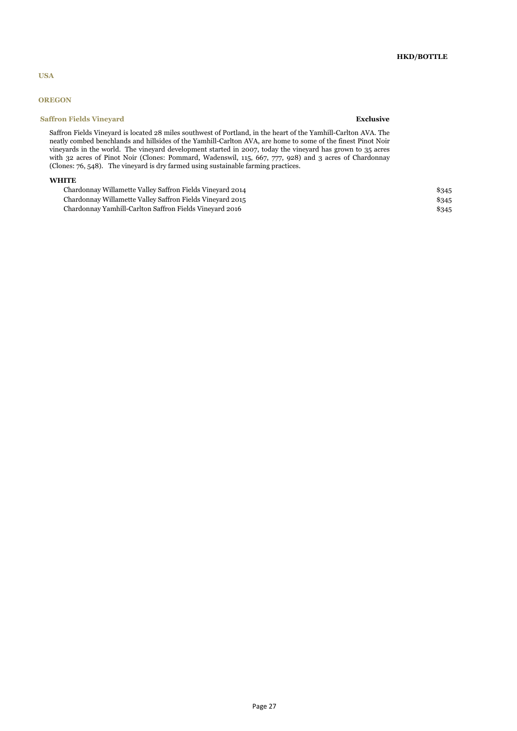**HKD/BOTTLE**

## USA

### OREGON

#### Saffron Fields Vineyard

**Exclusive**

Saffron Fields Vineyard is located 28 miles southwest of Portland, in the heart of the Yamhill-Carlton AVA. The neatly combed benchlands and hillsides of the Yamhill-Carlton AVA, are home to some of the finest Pinot Noir vineyards in the world. The vineyard development started in 2007, today the vineyard has grown to 35 acres with 32 acres of Pinot Noir (Clones: Pommard, Wadenswil, 115, 667, 777, 928) and 3 acres of Chardonnay (Clones: 76, 548). The vineyard is dry farmed using sustainable farming practices.

**WHITE**

| Wine | HKD/BOTTLE |
|---|---|
| Chardonnay Willamette Valley Saffron Fields Vineyard 2014 | $345 |
| Chardonnay Willamette Valley Saffron Fields Vineyard 2015 | $345 |
| Chardonnay Yamhill-Carlton Saffron Fields Vineyard 2016 | $345 |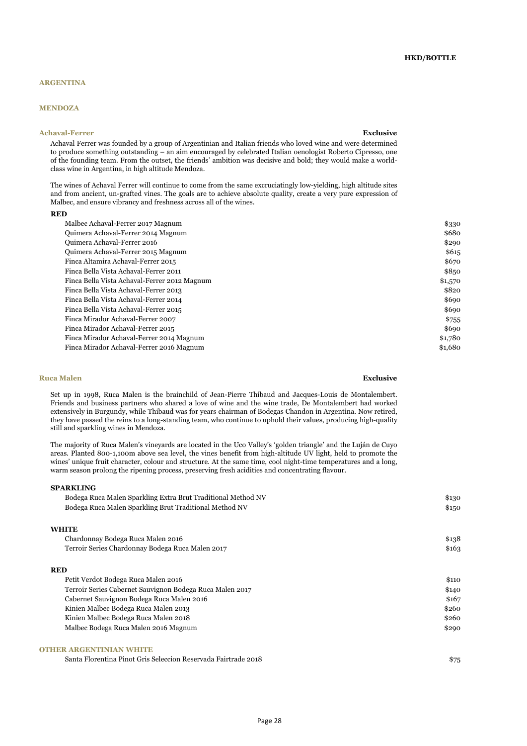**HKD/BOTTLE**

## ARGENTINA

### MENDOZA

#### Achaval-Ferrer

**Exclusive**

Achaval Ferrer was founded by a group of Argentinian and Italian friends who loved wine and were determined to produce something outstanding – an aim encouraged by celebrated Italian oenologist Roberto Cipresso, one of the founding team. From the outset, the friends' ambition was decisive and bold; they would make a world-class wine in Argentina, in high altitude Mendoza.

The wines of Achaval Ferrer will continue to come from the same excruciatingly low-yielding, high altitude sites and from ancient, un-grafted vines. The goals are to achieve absolute quality, create a very pure expression of Malbec, and ensure vibrancy and freshness across all of the wines.

**RED**

| Wine | HKD/Bottle |
|---|---|
| Malbec Achaval-Ferrer 2017 Magnum | $330 |
| Quimera Achaval-Ferrer 2014 Magnum | $680 |
| Quimera Achaval-Ferrer 2016 | $290 |
| Quimera Achaval-Ferrer 2015 Magnum | $615 |
| Finca Altamira Achaval-Ferrer 2015 | $670 |
| Finca Bella Vista Achaval-Ferrer 2011 | $850 |
| Finca Bella Vista Achaval-Ferrer 2012 Magnum | $1,570 |
| Finca Bella Vista Achaval-Ferrer 2013 | $820 |
| Finca Bella Vista Achaval-Ferrer 2014 | $690 |
| Finca Bella Vista Achaval-Ferrer 2015 | $690 |
| Finca Mirador Achaval-Ferrer 2007 | $755 |
| Finca Mirador Achaval-Ferrer 2015 | $690 |
| Finca Mirador Achaval-Ferrer 2014 Magnum | $1,780 |
| Finca Mirador Achaval-Ferrer 2016 Magnum | $1,680 |

#### Ruca Malen

**Exclusive**

Set up in 1998, Ruca Malen is the brainchild of Jean-Pierre Thibaud and Jacques-Louis de Montalembert. Friends and business partners who shared a love of wine and the wine trade, De Montalembert had worked extensively in Burgundy, while Thibaud was for years chairman of Bodegas Chandon in Argentina. Now retired, they have passed the reins to a long-standing team, who continue to uphold their values, producing high-quality still and sparkling wines in Mendoza.

The majority of Ruca Malen's vineyards are located in the Uco Valley's 'golden triangle' and the Luján de Cuyo areas. Planted 800-1,100m above sea level, the vines benefit from high-altitude UV light, held to promote the wines' unique fruit character, colour and structure. At the same time, cool night-time temperatures and a long, warm season prolong the ripening process, preserving fresh acidities and concentrating flavour.

**SPARKLING**

| Wine | HKD/Bottle |
|---|---|
| Bodega Ruca Malen Sparkling Extra Brut Traditional Method NV | $130 |
| Bodega Ruca Malen Sparkling Brut Traditional Method NV | $150 |

**WHITE**

| Wine | HKD/Bottle |
|---|---|
| Chardonnay Bodega Ruca Malen 2016 | $138 |
| Terroir Series Chardonnay Bodega Ruca Malen 2017 | $163 |

**RED**

| Wine | HKD/Bottle |
|---|---|
| Petit Verdot Bodega Ruca Malen 2016 | $110 |
| Terroir Series Cabernet Sauvignon Bodega Ruca Malen 2017 | $140 |
| Cabernet Sauvignon Bodega Ruca Malen 2016 | $167 |
| Kinien Malbec Bodega Ruca Malen 2013 | $260 |
| Kinien Malbec Bodega Ruca Malen 2018 | $260 |
| Malbec Bodega Ruca Malen 2016 Magnum | $290 |

### OTHER ARGENTINIAN WHITE

| Wine | HKD/Bottle |
|---|---|
| Santa Florentina Pinot Gris Seleccion Reservada Fairtrade 2018 | $75 |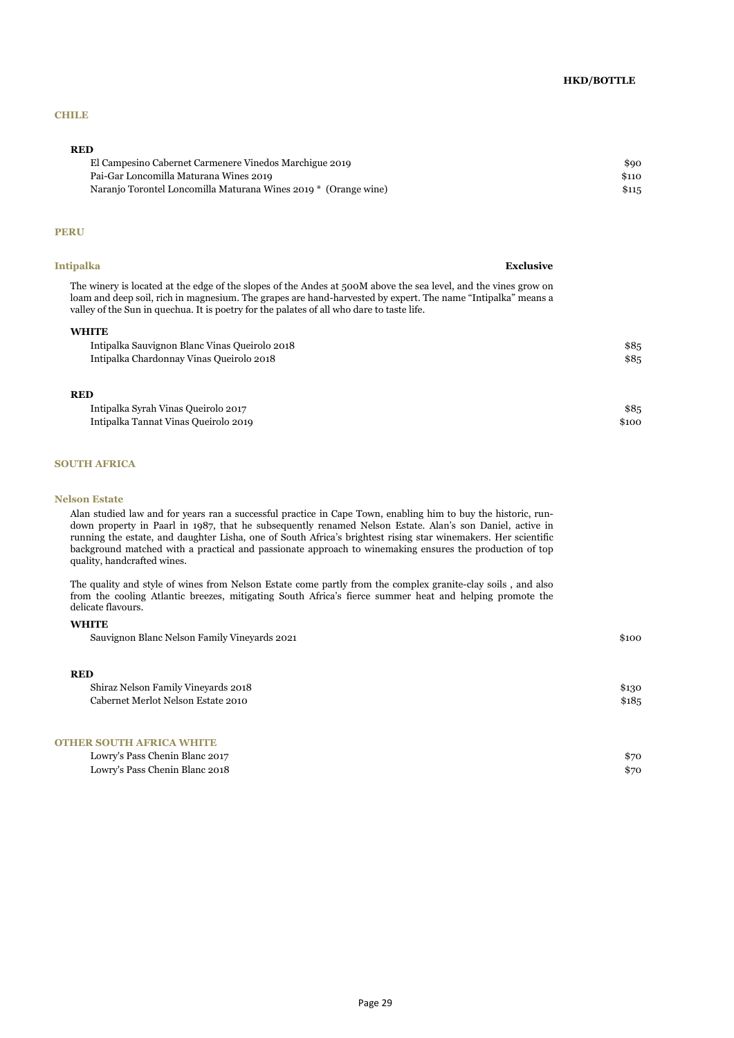**HKD/BOTTLE**

## CHILE

### RED

| Wine | HKD/BOTTLE |
|---|---|
| El Campesino Cabernet Carmenere Vinedos Marchigue 2019 | $90 |
| Pai-Gar Loncomilla Maturana Wines 2019 | $110 |
| Naranjo Torontel Loncomilla Maturana Wines 2019 * (Orange wine) | $115 |

## PERU

### Intipalka **Exclusive**

The winery is located at the edge of the slopes of the Andes at 500M above the sea level, and the vines grow on loam and deep soil, rich in magnesium. The grapes are hand-harvested by expert. The name "Intipalka" means a valley of the Sun in quechua. It is poetry for the palates of all who dare to taste life.

#### WHITE

| Wine | HKD/BOTTLE |
|---|---|
| Intipalka Sauvignon Blanc Vinas Queirolo 2018 | $85 |
| Intipalka Chardonnay Vinas Queirolo 2018 | $85 |

#### RED

| Wine | HKD/BOTTLE |
|---|---|
| Intipalka Syrah Vinas Queirolo 2017 | $85 |
| Intipalka Tannat Vinas Queirolo 2019 | $100 |

## SOUTH AFRICA

### Nelson Estate

Alan studied law and for years ran a successful practice in Cape Town, enabling him to buy the historic, run-down property in Paarl in 1987, that he subsequently renamed Nelson Estate. Alan's son Daniel, active in running the estate, and daughter Lisha, one of South Africa's brightest rising star winemakers. Her scientific background matched with a practical and passionate approach to winemaking ensures the production of top quality, handcrafted wines.

The quality and style of wines from Nelson Estate come partly from the complex granite-clay soils , and also from the cooling Atlantic breezes, mitigating South Africa's fierce summer heat and helping promote the delicate flavours.

#### WHITE

| Wine | HKD/BOTTLE |
|---|---|
| Sauvignon Blanc Nelson Family Vineyards 2021 | $100 |

#### RED

| Wine | HKD/BOTTLE |
|---|---|
| Shiraz Nelson Family Vineyards 2018 | $130 |
| Cabernet Merlot Nelson Estate 2010 | $185 |

### OTHER SOUTH AFRICA WHITE

| Wine | HKD/BOTTLE |
|---|---|
| Lowry's Pass Chenin Blanc 2017 | $70 |
| Lowry's Pass Chenin Blanc 2018 | $70 |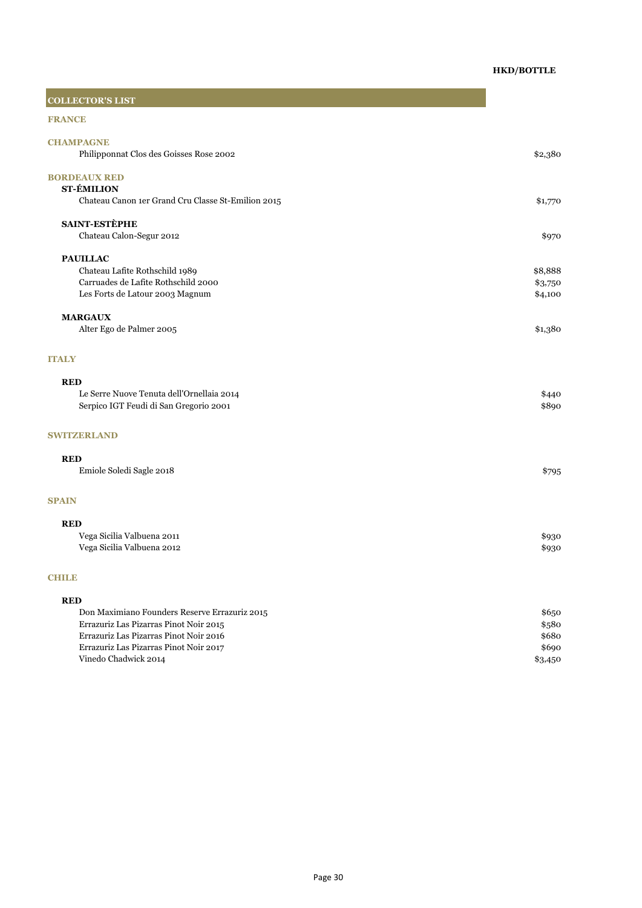**HKD/BOTTLE**

## COLLECTOR'S LIST

### FRANCE

#### CHAMPAGNE

| | |
|---|---|
| Philipponnat Clos des Goisses Rose 2002 | $2,380 |

#### BORDEAUX RED

**ST-ÉMILION**

| | |
|---|---|
| Chateau Canon 1er Grand Cru Classe St-Emilion 2015 | $1,770 |

**SAINT-ESTÈPHE**

| | |
|---|---|
| Chateau Calon-Segur 2012 | $970 |

**PAUILLAC**

| | |
|---|---|
| Chateau Lafite Rothschild 1989 | $8,888 |
| Carruades de Lafite Rothschild 2000 | $3,750 |
| Les Forts de Latour 2003 Magnum | $4,100 |

**MARGAUX**

| | |
|---|---|
| Alter Ego de Palmer 2005 | $1,380 |

### ITALY

**RED**

| | |
|---|---|
| Le Serre Nuove Tenuta dell'Ornellaia 2014 | $440 |
| Serpico IGT Feudi di San Gregorio 2001 | $890 |

### SWITZERLAND

**RED**

| | |
|---|---|
| Emiole Soledi Sagle 2018 | $795 |

### SPAIN

**RED**

| | |
|---|---|
| Vega Sicilia Valbuena 2011 | $930 |
| Vega Sicilia Valbuena 2012 | $930 |

### CHILE

**RED**

| | |
|---|---|
| Don Maximiano Founders Reserve Errazuriz 2015 | $650 |
| Errazuriz Las Pizarras Pinot Noir 2015 | $580 |
| Errazuriz Las Pizarras Pinot Noir 2016 | $680 |
| Errazuriz Las Pizarras Pinot Noir 2017 | $690 |
| Vinedo Chadwick 2014 | $3,450 |